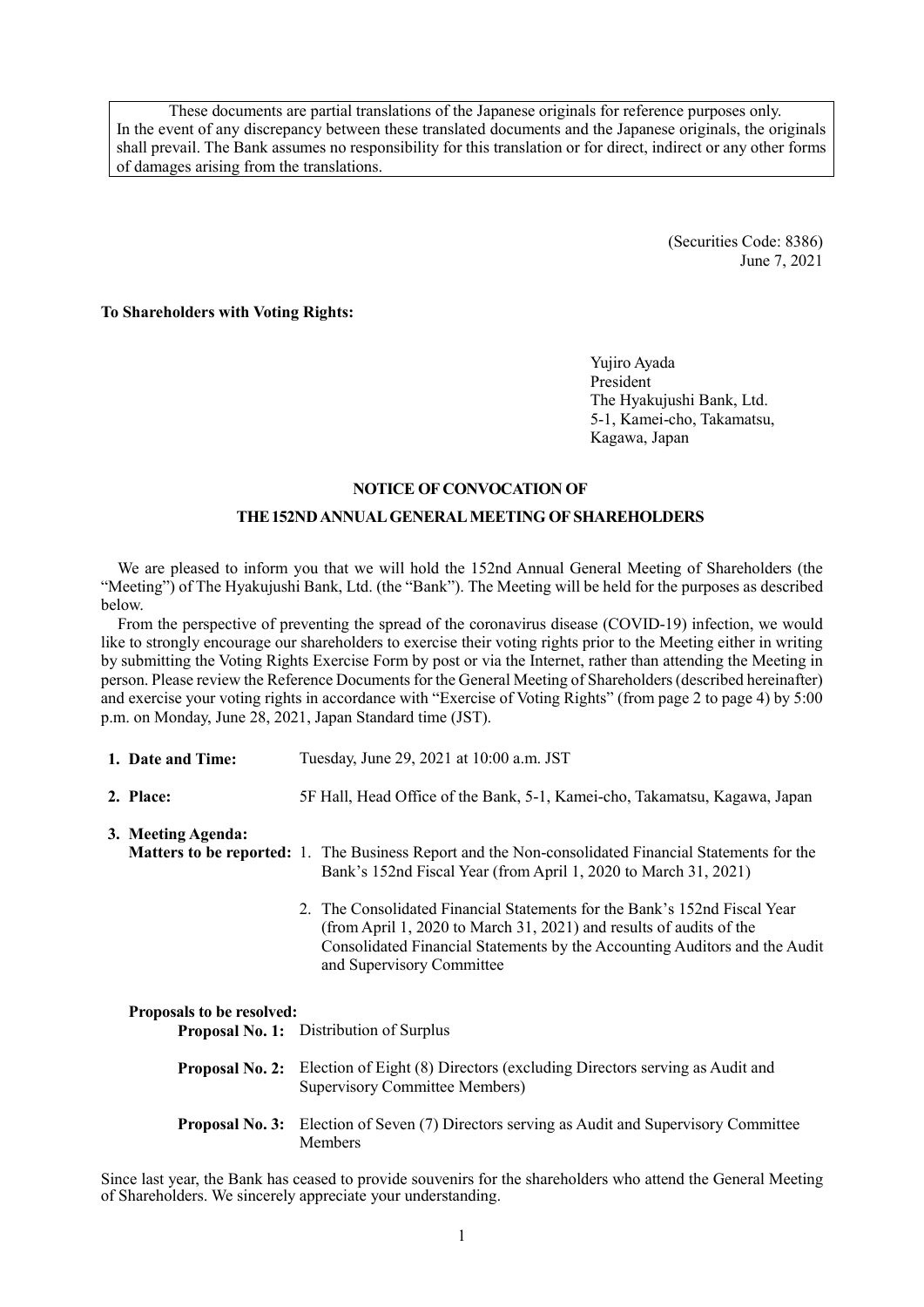These documents are partial translations of the Japanese originals for reference purposes only. In the event of any discrepancy between these translated documents and the Japanese originals, the originals shall prevail. The Bank assumes no responsibility for this translation or for direct, indirect or any other forms of damages arising from the translations.

(Securities Code: 8386)
June 7, 2021

**To Shareholders with Voting Rights:**

Yujiro Ayada
President
The Hyakujushi Bank, Ltd.
5-1, Kamei-cho, Takamatsu,
Kagawa, Japan

## NOTICE OF CONVOCATION OF

## THE 152ND ANNUAL GENERAL MEETING OF SHAREHOLDERS

We are pleased to inform you that we will hold the 152nd Annual General Meeting of Shareholders (the "Meeting") of The Hyakujushi Bank, Ltd. (the "Bank"). The Meeting will be held for the purposes as described below.

From the perspective of preventing the spread of the coronavirus disease (COVID-19) infection, we would like to strongly encourage our shareholders to exercise their voting rights prior to the Meeting either in writing by submitting the Voting Rights Exercise Form by post or via the Internet, rather than attending the Meeting in person. Please review the Reference Documents for the General Meeting of Shareholders (described hereinafter) and exercise your voting rights in accordance with "Exercise of Voting Rights" (from page 2 to page 4) by 5:00 p.m. on Monday, June 28, 2021, Japan Standard time (JST).

**1. Date and Time:** Tuesday, June 29, 2021 at 10:00 a.m. JST

**2. Place:** 5F Hall, Head Office of the Bank, 5-1, Kamei-cho, Takamatsu, Kagawa, Japan

**3. Meeting Agenda:**

**Matters to be reported:**

1. The Business Report and the Non-consolidated Financial Statements for the Bank's 152nd Fiscal Year (from April 1, 2020 to March 31, 2021)
2. The Consolidated Financial Statements for the Bank's 152nd Fiscal Year (from April 1, 2020 to March 31, 2021) and results of audits of the Consolidated Financial Statements by the Accounting Auditors and the Audit and Supervisory Committee

**Proposals to be resolved:**

**Proposal No. 1:** Distribution of Surplus

**Proposal No. 2:** Election of Eight (8) Directors (excluding Directors serving as Audit and Supervisory Committee Members)

**Proposal No. 3:** Election of Seven (7) Directors serving as Audit and Supervisory Committee Members

Since last year, the Bank has ceased to provide souvenirs for the shareholders who attend the General Meeting of Shareholders. We sincerely appreciate your understanding.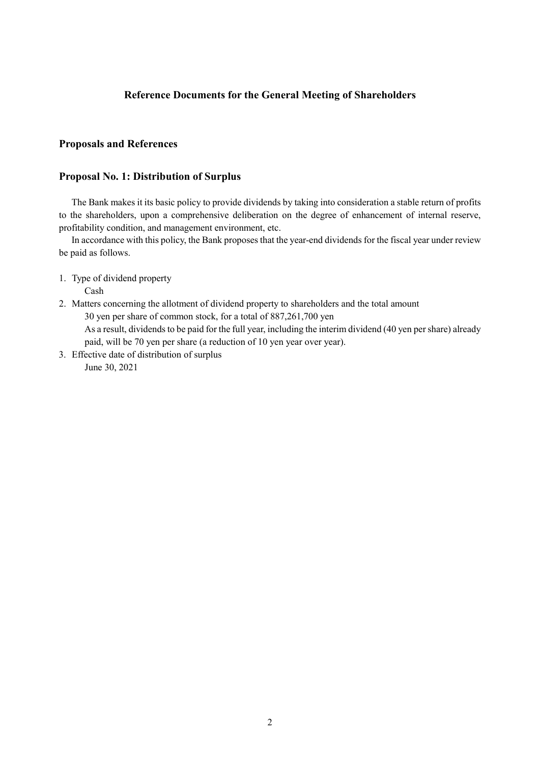# Reference Documents for the General Meeting of Shareholders

## Proposals and References

### Proposal No. 1: Distribution of Surplus

The Bank makes it its basic policy to provide dividends by taking into consideration a stable return of profits to the shareholders, upon a comprehensive deliberation on the degree of enhancement of internal reserve, profitability condition, and management environment, etc.

In accordance with this policy, the Bank proposes that the year-end dividends for the fiscal year under review be paid as follows.

1. Type of dividend property
   
   Cash
2. Matters concerning the allotment of dividend property to shareholders and the total amount
   
   30 yen per share of common stock, for a total of 887,261,700 yen
   
   As a result, dividends to be paid for the full year, including the interim dividend (40 yen per share) already paid, will be 70 yen per share (a reduction of 10 yen year over year).
3. Effective date of distribution of surplus
   
   June 30, 2021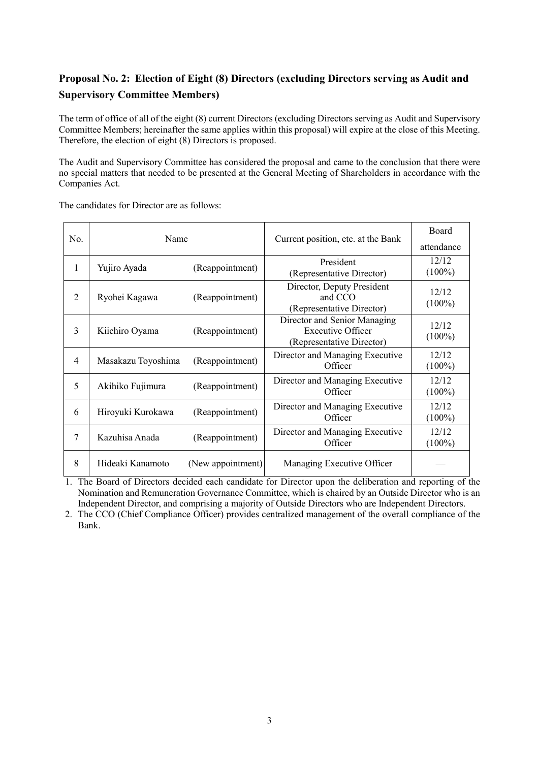## Proposal No. 2: Election of Eight (8) Directors (excluding Directors serving as Audit and Supervisory Committee Members)

The term of office of all of the eight (8) current Directors (excluding Directors serving as Audit and Supervisory Committee Members; hereinafter the same applies within this proposal) will expire at the close of this Meeting. Therefore, the election of eight (8) Directors is proposed.

The Audit and Supervisory Committee has considered the proposal and came to the conclusion that there were no special matters that needed to be presented at the General Meeting of Shareholders in accordance with the Companies Act.

The candidates for Director are as follows:

| No. | Name | | Current position, etc. at the Bank | Board attendance |
|---|---|---|---|---|
| 1 | Yujiro Ayada | (Reappointment) | President (Representative Director) | 12/12 (100%) |
| 2 | Ryohei Kagawa | (Reappointment) | Director, Deputy President and CCO (Representative Director) | 12/12 (100%) |
| 3 | Kiichiro Oyama | (Reappointment) | Director and Senior Managing Executive Officer (Representative Director) | 12/12 (100%) |
| 4 | Masakazu Toyoshima | (Reappointment) | Director and Managing Executive Officer | 12/12 (100%) |
| 5 | Akihiko Fujimura | (Reappointment) | Director and Managing Executive Officer | 12/12 (100%) |
| 6 | Hiroyuki Kurokawa | (Reappointment) | Director and Managing Executive Officer | 12/12 (100%) |
| 7 | Kazuhisa Anada | (Reappointment) | Director and Managing Executive Officer | 12/12 (100%) |
| 8 | Hideaki Kanamoto | (New appointment) | Managing Executive Officer | — |

1. The Board of Directors decided each candidate for Director upon the deliberation and reporting of the Nomination and Remuneration Governance Committee, which is chaired by an Outside Director who is an Independent Director, and comprising a majority of Outside Directors who are Independent Directors.
2. The CCO (Chief Compliance Officer) provides centralized management of the overall compliance of the Bank.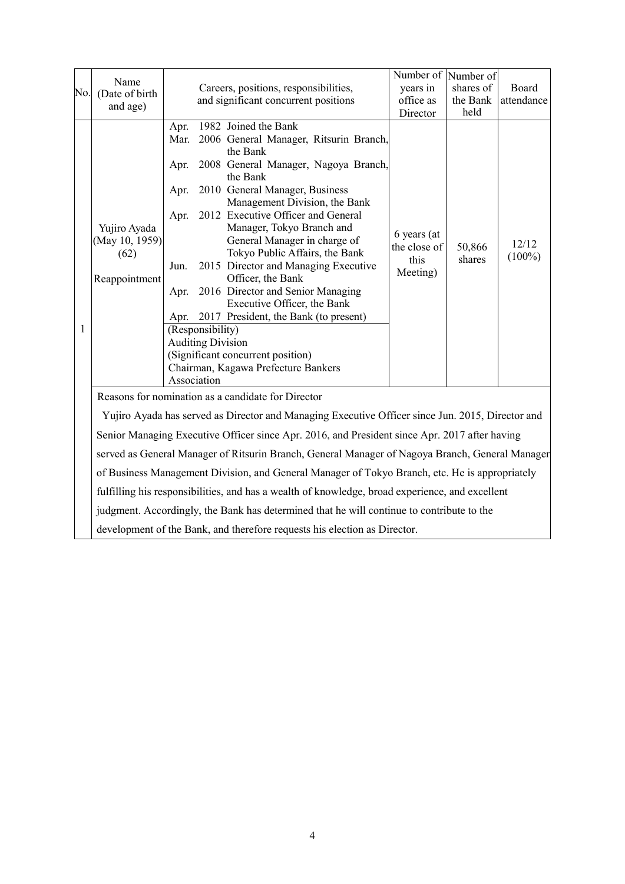| No. | Name (Date of birth and age) | Careers, positions, responsibilities, and significant concurrent positions | Number of years in office as Director | Number of shares of the Bank held | Board attendance |
|---|---|---|---|---|---|
| 1 | Yujiro Ayada (May 10, 1959) (62) Reappointment | Apr. 1982 Joined the Bank<br>Mar. 2006 General Manager, Ritsurin Branch, the Bank<br>Apr. 2008 General Manager, Nagoya Branch, the Bank<br>Apr. 2010 General Manager, Business Management Division, the Bank<br>Apr. 2012 Executive Officer and General Manager, Tokyo Branch and General Manager in charge of Tokyo Public Affairs, the Bank<br>Jun. 2015 Director and Managing Executive Officer, the Bank<br>Apr. 2016 Director and Senior Managing Executive Officer, the Bank<br>Apr. 2017 President, the Bank (to present)<br>(Responsibility)<br>Auditing Division<br>(Significant concurrent position)<br>Chairman, Kagawa Prefecture Bankers Association | 6 years (at the close of this Meeting) | 50,866 shares | 12/12 (100%) |

Reasons for nomination as a candidate for Director

Yujiro Ayada has served as Director and Managing Executive Officer since Jun. 2015, Director and Senior Managing Executive Officer since Apr. 2016, and President since Apr. 2017 after having served as General Manager of Ritsurin Branch, General Manager of Nagoya Branch, General Manager of Business Management Division, and General Manager of Tokyo Branch, etc. He is appropriately fulfilling his responsibilities, and has a wealth of knowledge, broad experience, and excellent judgment. Accordingly, the Bank has determined that he will continue to contribute to the development of the Bank, and therefore requests his election as Director.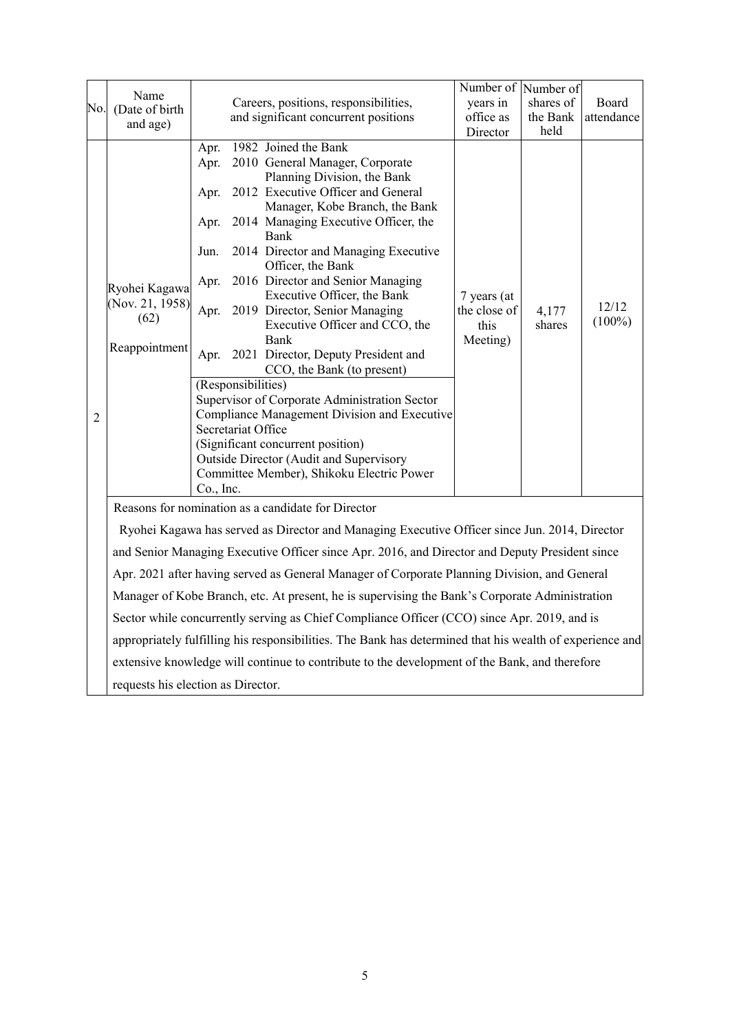| No. | Name (Date of birth and age) | Careers, positions, responsibilities, and significant concurrent positions | Number of years in office as Director | Number of shares of the Bank held | Board attendance |
|---|---|---|---|---|---|
| 2 | Ryohei Kagawa (Nov. 21, 1958) (62) Reappointment | Apr. 1982 Joined the Bank<br>Apr. 2010 General Manager, Corporate Planning Division, the Bank<br>Apr. 2012 Executive Officer and General Manager, Kobe Branch, the Bank<br>Apr. 2014 Managing Executive Officer, the Bank<br>Jun. 2014 Director and Managing Executive Officer, the Bank<br>Apr. 2016 Director and Senior Managing Executive Officer, the Bank<br>Apr. 2019 Director, Senior Managing Executive Officer and CCO, the Bank<br>Apr. 2021 Director, Deputy President and CCO, the Bank (to present)<br>(Responsibilities)<br>Supervisor of Corporate Administration Sector<br>Compliance Management Division and Executive Secretariat Office<br>(Significant concurrent position)<br>Outside Director (Audit and Supervisory Committee Member), Shikoku Electric Power Co., Inc. | 7 years (at the close of this Meeting) | 4,177 shares | 12/12 (100%) |
| | Reasons for nomination as a candidate for Director<br>Ryohei Kagawa has served as Director and Managing Executive Officer since Jun. 2014, Director and Senior Managing Executive Officer since Apr. 2016, and Director and Deputy President since Apr. 2021 after having served as General Manager of Corporate Planning Division, and General Manager of Kobe Branch, etc. At present, he is supervising the Bank's Corporate Administration Sector while concurrently serving as Chief Compliance Officer (CCO) since Apr. 2019, and is appropriately fulfilling his responsibilities. The Bank has determined that his wealth of experience and extensive knowledge will continue to contribute to the development of the Bank, and therefore requests his election as Director. | | | | |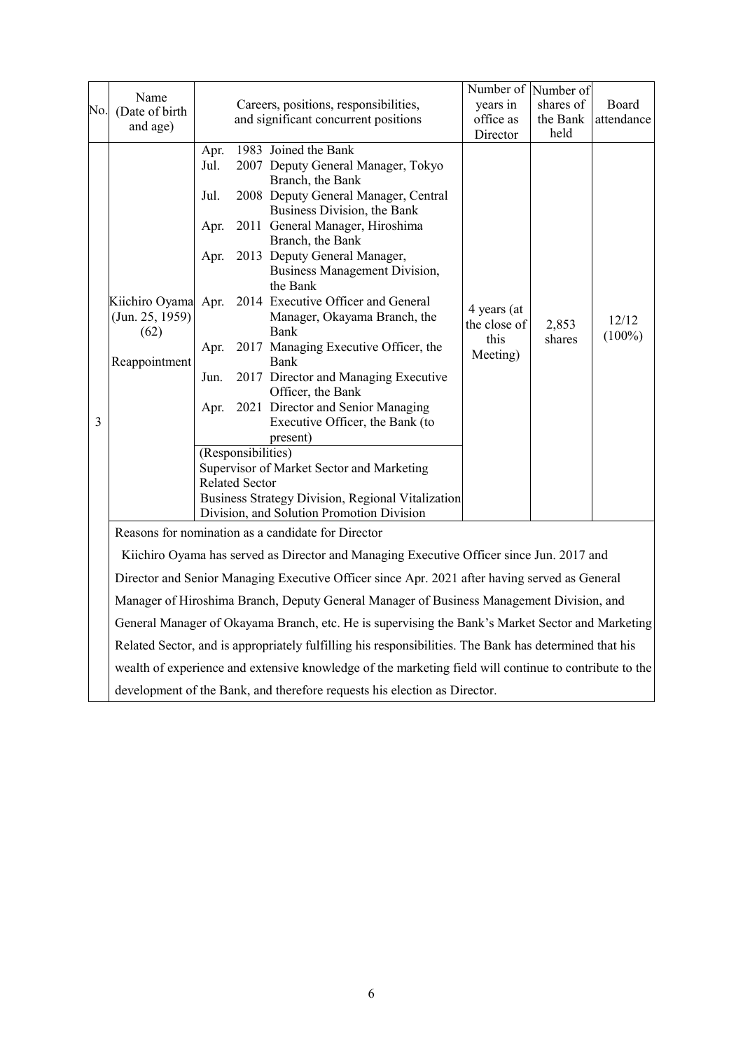| No. | Name (Date of birth and age) | Careers, positions, responsibilities, and significant concurrent positions | Number of years in office as Director | Number of shares of the Bank held | Board attendance |
|---|---|---|---|---|---|
| 3 | Kiichiro Oyama (Jun. 25, 1959) (62) Reappointment | Apr. 1983 Joined the Bank<br>Jul. 2007 Deputy General Manager, Tokyo Branch, the Bank<br>Jul. 2008 Deputy General Manager, Central Business Division, the Bank<br>Apr. 2011 General Manager, Hiroshima Branch, the Bank<br>Apr. 2013 Deputy General Manager, Business Management Division, the Bank<br>Apr. 2014 Executive Officer and General Manager, Okayama Branch, the Bank<br>Apr. 2017 Managing Executive Officer, the Bank<br>Jun. 2017 Director and Managing Executive Officer, the Bank<br>Apr. 2021 Director and Senior Managing Executive Officer, the Bank (to present)<br>(Responsibilities)<br>Supervisor of Market Sector and Marketing Related Sector<br>Business Strategy Division, Regional Vitalization Division, and Solution Promotion Division | 4 years (at the close of this Meeting) | 2,853 shares | 12/12 (100%) |

Reasons for nomination as a candidate for Director

Kiichiro Oyama has served as Director and Managing Executive Officer since Jun. 2017 and Director and Senior Managing Executive Officer since Apr. 2021 after having served as General Manager of Hiroshima Branch, Deputy General Manager of Business Management Division, and General Manager of Okayama Branch, etc. He is supervising the Bank's Market Sector and Marketing Related Sector, and is appropriately fulfilling his responsibilities. The Bank has determined that his wealth of experience and extensive knowledge of the marketing field will continue to contribute to the development of the Bank, and therefore requests his election as Director.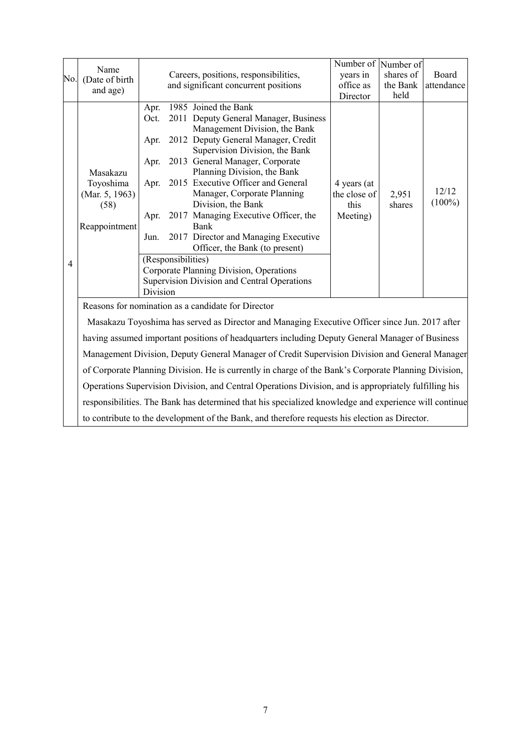| No. | Name (Date of birth and age) | Careers, positions, responsibilities, and significant concurrent positions | Number of years in office as Director | Number of shares of the Bank held | Board attendance |
|---|---|---|---|---|---|
| 4 | Masakazu Toyoshima (Mar. 5, 1963) (58) Reappointment | Apr. 1985 Joined the Bank<br>Oct. 2011 Deputy General Manager, Business Management Division, the Bank<br>Apr. 2012 Deputy General Manager, Credit Supervision Division, the Bank<br>Apr. 2013 General Manager, Corporate Planning Division, the Bank<br>Apr. 2015 Executive Officer and General Manager, Corporate Planning Division, the Bank<br>Apr. 2017 Managing Executive Officer, the Bank<br>Jun. 2017 Director and Managing Executive Officer, the Bank (to present)<br>(Responsibilities)<br>Corporate Planning Division, Operations Supervision Division and Central Operations Division | 4 years (at the close of this Meeting) | 2,951 shares | 12/12 (100%) |

Reasons for nomination as a candidate for Director

Masakazu Toyoshima has served as Director and Managing Executive Officer since Jun. 2017 after having assumed important positions of headquarters including Deputy General Manager of Business Management Division, Deputy General Manager of Credit Supervision Division and General Manager of Corporate Planning Division. He is currently in charge of the Bank's Corporate Planning Division, Operations Supervision Division, and Central Operations Division, and is appropriately fulfilling his responsibilities. The Bank has determined that his specialized knowledge and experience will continue to contribute to the development of the Bank, and therefore requests his election as Director.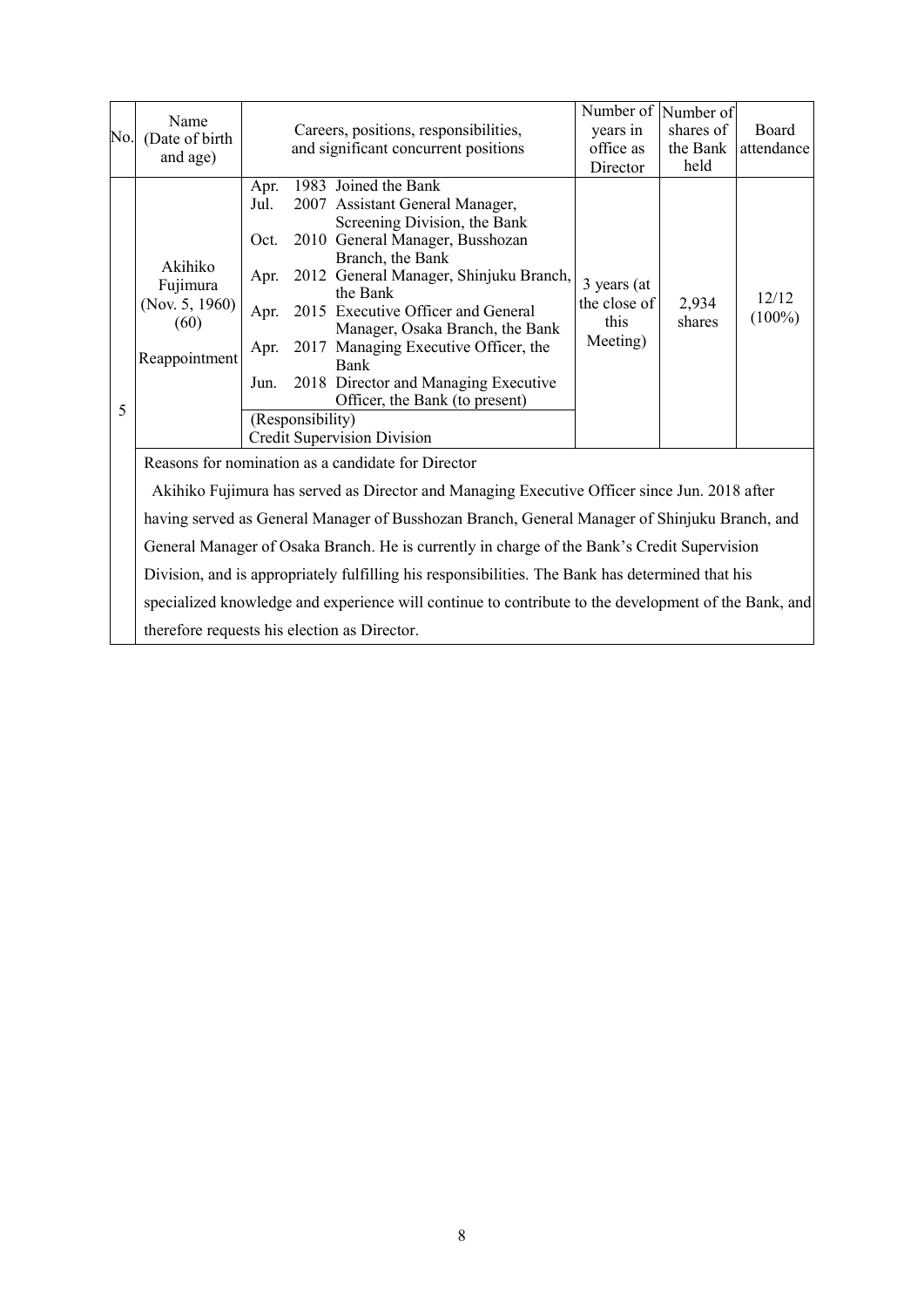| No. | Name (Date of birth and age) | Careers, positions, responsibilities, and significant concurrent positions | Number of years in office as Director | Number of shares of the Bank held | Board attendance |
|---|---|---|---|---|---|
| 5 | Akihiko Fujimura (Nov. 5, 1960) (60) Reappointment | Apr. 1983 Joined the Bank<br>Jul. 2007 Assistant General Manager, Screening Division, the Bank<br>Oct. 2010 General Manager, Busshozan Branch, the Bank<br>Apr. 2012 General Manager, Shinjuku Branch, the Bank<br>Apr. 2015 Executive Officer and General Manager, Osaka Branch, the Bank<br>Apr. 2017 Managing Executive Officer, the Bank<br>Jun. 2018 Director and Managing Executive Officer, the Bank (to present)<br>(Responsibility)<br>Credit Supervision Division | 3 years (at the close of this Meeting) | 2,934 shares | 12/12 (100%) |

Reasons for nomination as a candidate for Director

Akihiko Fujimura has served as Director and Managing Executive Officer since Jun. 2018 after having served as General Manager of Busshozan Branch, General Manager of Shinjuku Branch, and General Manager of Osaka Branch. He is currently in charge of the Bank's Credit Supervision Division, and is appropriately fulfilling his responsibilities. The Bank has determined that his specialized knowledge and experience will continue to contribute to the development of the Bank, and therefore requests his election as Director.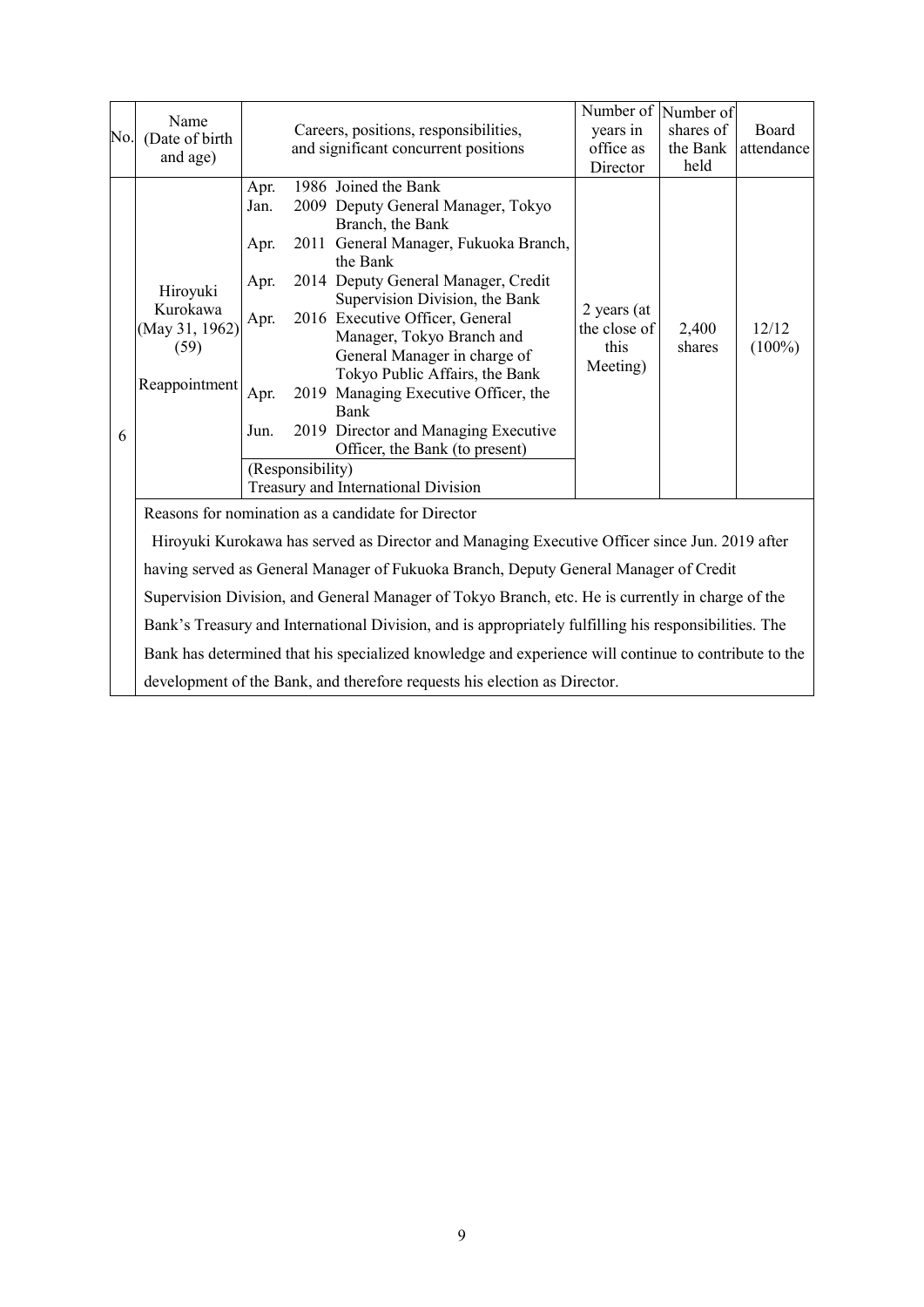| No. | Name (Date of birth and age) | Careers, positions, responsibilities, and significant concurrent positions | Number of years in office as Director | Number of shares of the Bank held | Board attendance |
|---|---|---|---|---|---|
| 6 | Hiroyuki Kurokawa (May 31, 1962) (59) Reappointment | Apr. 1986 Joined the Bank<br>Jan. 2009 Deputy General Manager, Tokyo Branch, the Bank<br>Apr. 2011 General Manager, Fukuoka Branch, the Bank<br>Apr. 2014 Deputy General Manager, Credit Supervision Division, the Bank<br>Apr. 2016 Executive Officer, General Manager, Tokyo Branch and General Manager in charge of Tokyo Public Affairs, the Bank<br>Apr. 2019 Managing Executive Officer, the Bank<br>Jun. 2019 Director and Managing Executive Officer, the Bank (to present)<br>(Responsibility)<br>Treasury and International Division | 2 years (at the close of this Meeting) | 2,400 shares | 12/12 (100%) |
| | Reasons for nomination as a candidate for Director<br>Hiroyuki Kurokawa has served as Director and Managing Executive Officer since Jun. 2019 after having served as General Manager of Fukuoka Branch, Deputy General Manager of Credit Supervision Division, and General Manager of Tokyo Branch, etc. He is currently in charge of the Bank's Treasury and International Division, and is appropriately fulfilling his responsibilities. The Bank has determined that his specialized knowledge and experience will continue to contribute to the development of the Bank, and therefore requests his election as Director. | | | | |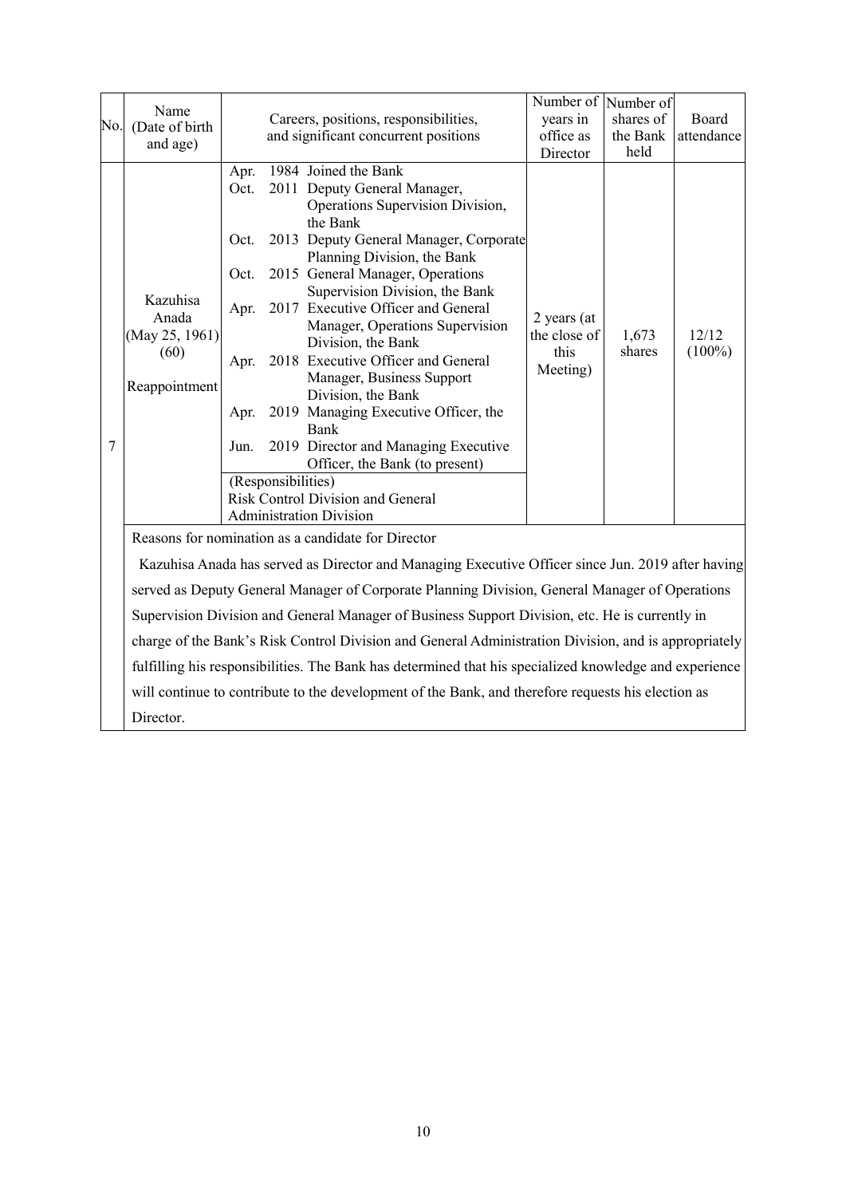| No. | Name (Date of birth and age) | Careers, positions, responsibilities, and significant concurrent positions | Number of years in office as Director | Number of shares of the Bank held | Board attendance |
|---|---|---|---|---|---|
| 7 | Kazuhisa Anada (May 25, 1961) (60) Reappointment | Apr. 1984 Joined the Bank<br>Oct. 2011 Deputy General Manager, Operations Supervision Division, the Bank<br>Oct. 2013 Deputy General Manager, Corporate Planning Division, the Bank<br>Oct. 2015 General Manager, Operations Supervision Division, the Bank<br>Apr. 2017 Executive Officer and General Manager, Operations Supervision Division, the Bank<br>Apr. 2018 Executive Officer and General Manager, Business Support Division, the Bank<br>Apr. 2019 Managing Executive Officer, the Bank<br>Jun. 2019 Director and Managing Executive Officer, the Bank (to present)<br>(Responsibilities)<br>Risk Control Division and General Administration Division | 2 years (at the close of this Meeting) | 1,673 shares | 12/12 (100%) |

Reasons for nomination as a candidate for Director

Kazuhisa Anada has served as Director and Managing Executive Officer since Jun. 2019 after having served as Deputy General Manager of Corporate Planning Division, General Manager of Operations Supervision Division and General Manager of Business Support Division, etc. He is currently in charge of the Bank's Risk Control Division and General Administration Division, and is appropriately fulfilling his responsibilities. The Bank has determined that his specialized knowledge and experience will continue to contribute to the development of the Bank, and therefore requests his election as Director.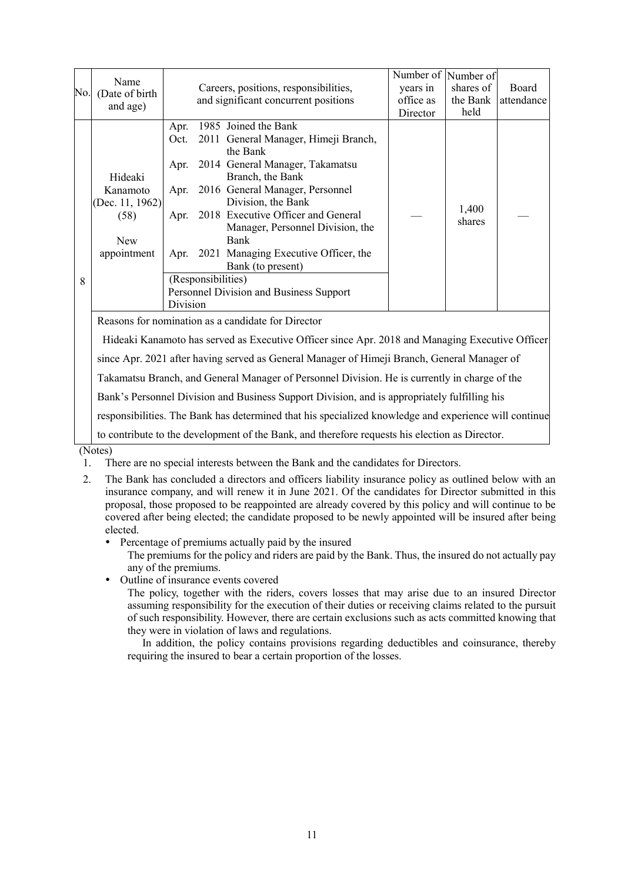| No. | Name (Date of birth and age) | Careers, positions, responsibilities, and significant concurrent positions | Number of years in office as Director | Number of shares of the Bank held | Board attendance |
|---|---|---|---|---|---|
| 8 | Hideaki Kanamoto (Dec. 11, 1962) (58) New appointment | Apr. 1985 Joined the Bank<br>Oct. 2011 General Manager, Himeji Branch, the Bank<br>Apr. 2014 General Manager, Takamatsu Branch, the Bank<br>Apr. 2016 General Manager, Personnel Division, the Bank<br>Apr. 2018 Executive Officer and General Manager, Personnel Division, the Bank<br>Apr. 2021 Managing Executive Officer, the Bank (to present)<br>(Responsibilities)<br>Personnel Division and Business Support Division | — | 1,400 shares | — |
| | Reasons for nomination as a candidate for Director<br>Hideaki Kanamoto has served as Executive Officer since Apr. 2018 and Managing Executive Officer since Apr. 2021 after having served as General Manager of Himeji Branch, General Manager of Takamatsu Branch, and General Manager of Personnel Division. He is currently in charge of the Bank's Personnel Division and Business Support Division, and is appropriately fulfilling his responsibilities. The Bank has determined that his specialized knowledge and experience will continue to contribute to the development of the Bank, and therefore requests his election as Director. | | | | |

(Notes)

1. There are no special interests between the Bank and the candidates for Directors.
2. The Bank has concluded a directors and officers liability insurance policy as outlined below with an insurance company, and will renew it in June 2021. Of the candidates for Director submitted in this proposal, those proposed to be reappointed are already covered by this policy and will continue to be covered after being elected; the candidate proposed to be newly appointed will be insured after being elected.
   - Percentage of premiums actually paid by the insured
     The premiums for the policy and riders are paid by the Bank. Thus, the insured do not actually pay any of the premiums.
   - Outline of insurance events covered
     The policy, together with the riders, covers losses that may arise due to an insured Director assuming responsibility for the execution of their duties or receiving claims related to the pursuit of such responsibility. However, there are certain exclusions such as acts committed knowing that they were in violation of laws and regulations.
     In addition, the policy contains provisions regarding deductibles and coinsurance, thereby requiring the insured to bear a certain proportion of the losses.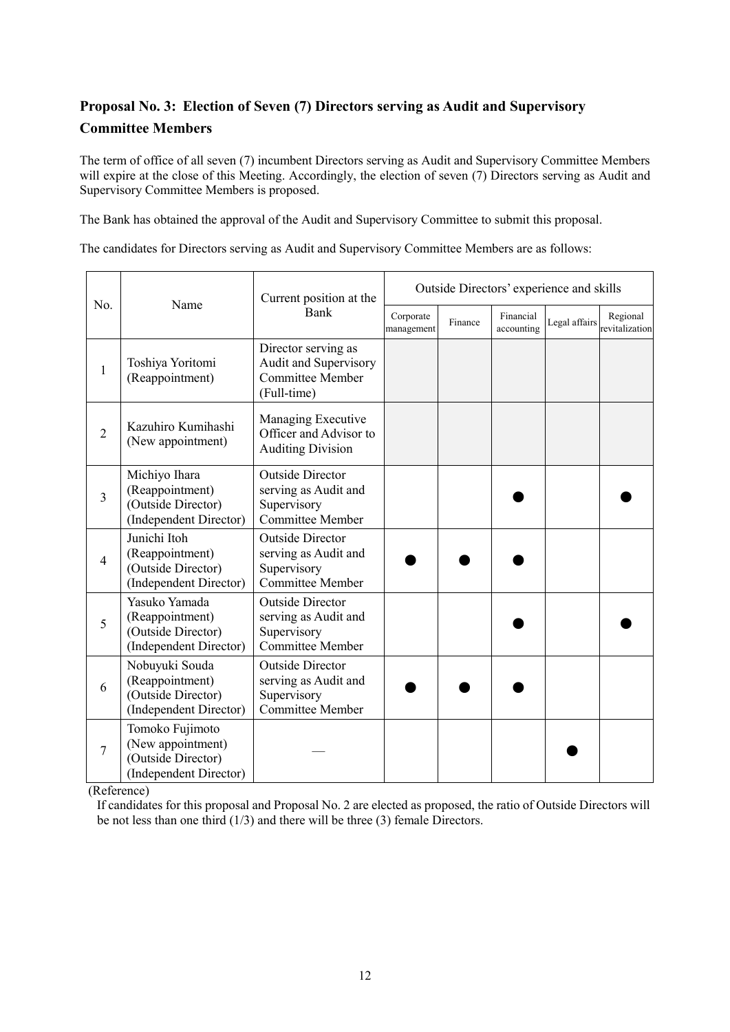## Proposal No. 3: Election of Seven (7) Directors serving as Audit and Supervisory Committee Members

The term of office of all seven (7) incumbent Directors serving as Audit and Supervisory Committee Members will expire at the close of this Meeting. Accordingly, the election of seven (7) Directors serving as Audit and Supervisory Committee Members is proposed.

The Bank has obtained the approval of the Audit and Supervisory Committee to submit this proposal.

The candidates for Directors serving as Audit and Supervisory Committee Members are as follows:

| No. | Name | Current position at the Bank | Outside Directors' experience and skills | | | | |
|---|---|---|---|---|---|---|---|
| | | | Corporate management | Finance | Financial accounting | Legal affairs | Regional revitalization |
| 1 | Toshiya Yoritomi (Reappointment) | Director serving as Audit and Supervisory Committee Member (Full-time) | | | | | |
| 2 | Kazuhiro Kumihashi (New appointment) | Managing Executive Officer and Advisor to Auditing Division | | | | | |
| 3 | Michiyo Ihara (Reappointment) (Outside Director) (Independent Director) | Outside Director serving as Audit and Supervisory Committee Member | | | ● | | ● |
| 4 | Junichi Itoh (Reappointment) (Outside Director) (Independent Director) | Outside Director serving as Audit and Supervisory Committee Member | ● | ● | ● | | |
| 5 | Yasuko Yamada (Reappointment) (Outside Director) (Independent Director) | Outside Director serving as Audit and Supervisory Committee Member | | | ● | | ● |
| 6 | Nobuyuki Souda (Reappointment) (Outside Director) (Independent Director) | Outside Director serving as Audit and Supervisory Committee Member | ● | ● | ● | | |
| 7 | Tomoko Fujimoto (New appointment) (Outside Director) (Independent Director) | — | | | | ● | |

(Reference)

If candidates for this proposal and Proposal No. 2 are elected as proposed, the ratio of Outside Directors will be not less than one third (1/3) and there will be three (3) female Directors.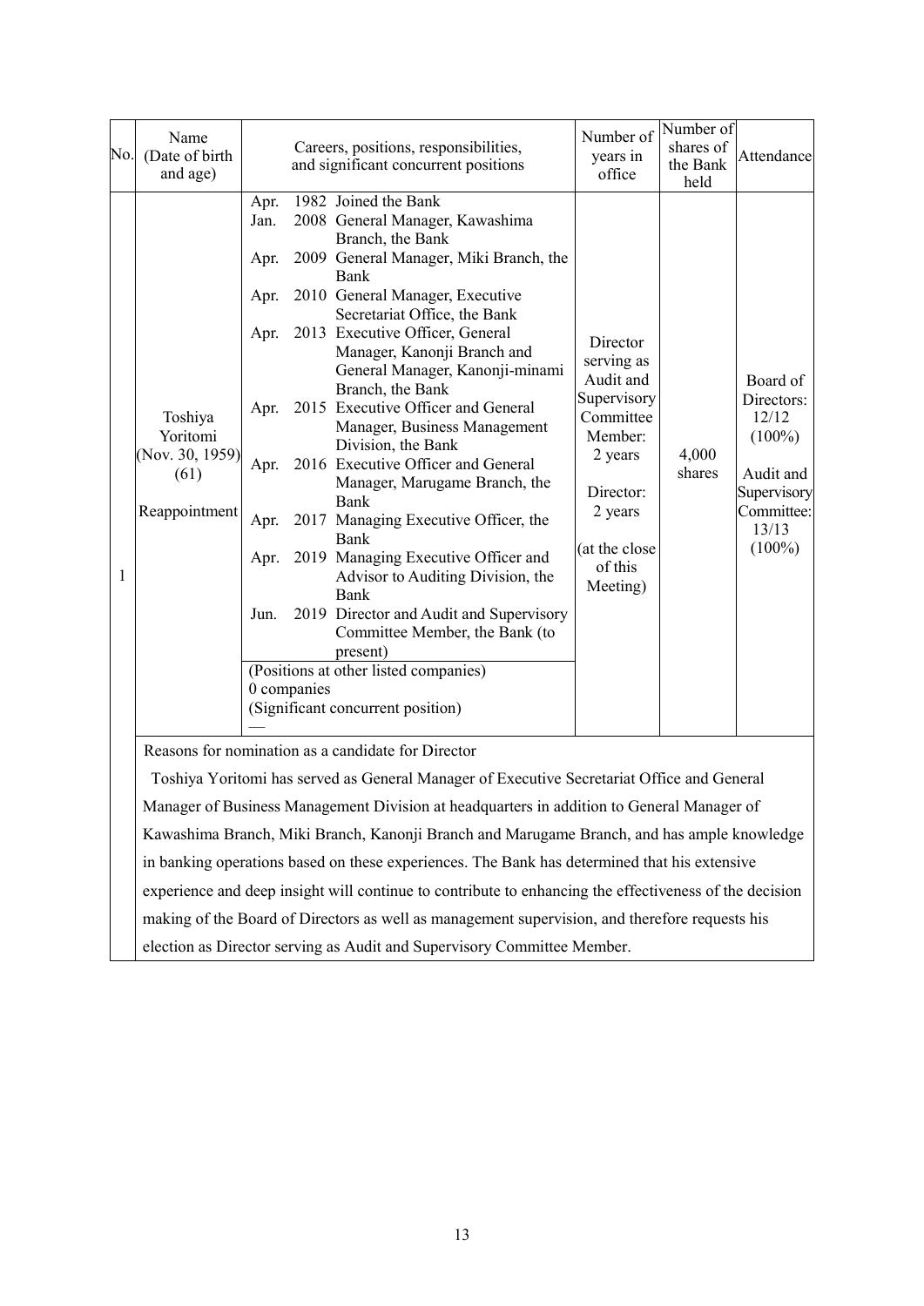| No. | Name (Date of birth and age) | Careers, positions, responsibilities, and significant concurrent positions | Number of years in office | Number of shares of the Bank held | Attendance |
|---|---|---|---|---|---|
| 1 | Toshiya Yoritomi (Nov. 30, 1959) (61) Reappointment | Apr. 1982 Joined the Bank<br>Jan. 2008 General Manager, Kawashima Branch, the Bank<br>Apr. 2009 General Manager, Miki Branch, the Bank<br>Apr. 2010 General Manager, Executive Secretariat Office, the Bank<br>Apr. 2013 Executive Officer, General Manager, Kanonji Branch and General Manager, Kanonji-minami Branch, the Bank<br>Apr. 2015 Executive Officer and General Manager, Business Management Division, the Bank<br>Apr. 2016 Executive Officer and General Manager, Marugame Branch, the Bank<br>Apr. 2017 Managing Executive Officer, the Bank<br>Apr. 2019 Managing Executive Officer and Advisor to Auditing Division, the Bank<br>Jun. 2019 Director and Audit and Supervisory Committee Member, the Bank (to present)<br>(Positions at other listed companies)<br>0 companies<br>(Significant concurrent position)<br>— | Director serving as Audit and Supervisory Committee Member: 2 years<br>Director: 2 years<br>(at the close of this Meeting) | 4,000 shares | Board of Directors: 12/12 (100%)<br>Audit and Supervisory Committee: 13/13 (100%) |

Reasons for nomination as a candidate for Director

Toshiya Yoritomi has served as General Manager of Executive Secretariat Office and General Manager of Business Management Division at headquarters in addition to General Manager of Kawashima Branch, Miki Branch, Kanonji Branch and Marugame Branch, and has ample knowledge in banking operations based on these experiences. The Bank has determined that his extensive experience and deep insight will continue to contribute to enhancing the effectiveness of the decision making of the Board of Directors as well as management supervision, and therefore requests his election as Director serving as Audit and Supervisory Committee Member.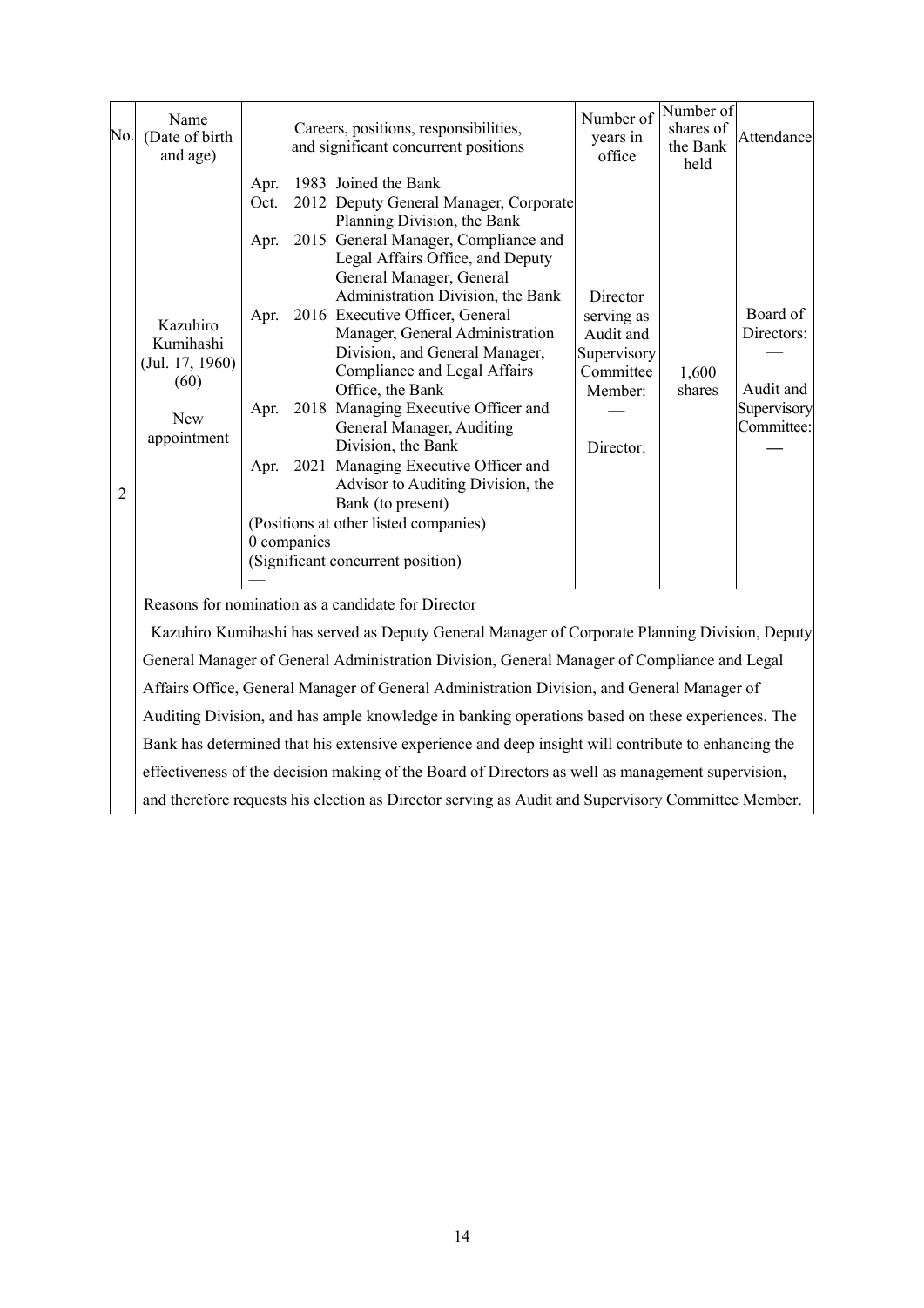| No. | Name (Date of birth and age) | Careers, positions, responsibilities, and significant concurrent positions | Number of years in office | Number of shares of the Bank held | Attendance |
|---|---|---|---|---|---|
| 2 | Kazuhiro Kumihashi (Jul. 17, 1960) (60) New appointment | Apr. 1983 Joined the Bank<br>Oct. 2012 Deputy General Manager, Corporate Planning Division, the Bank<br>Apr. 2015 General Manager, Compliance and Legal Affairs Office, and Deputy General Manager, General Administration Division, the Bank<br>Apr. 2016 Executive Officer, General Manager, General Administration Division, and General Manager, Compliance and Legal Affairs Office, the Bank<br>Apr. 2018 Managing Executive Officer and General Manager, Auditing Division, the Bank<br>Apr. 2021 Managing Executive Officer and Advisor to Auditing Division, the Bank (to present)<br>(Positions at other listed companies)<br>0 companies<br>(Significant concurrent position)<br>— | Director serving as Audit and Supervisory Committee Member: —<br>Director: — | 1,600 shares | Board of Directors: —<br>Audit and Supervisory Committee: — |

Reasons for nomination as a candidate for Director

Kazuhiro Kumihashi has served as Deputy General Manager of Corporate Planning Division, Deputy General Manager of General Administration Division, General Manager of Compliance and Legal Affairs Office, General Manager of General Administration Division, and General Manager of Auditing Division, and has ample knowledge in banking operations based on these experiences. The Bank has determined that his extensive experience and deep insight will contribute to enhancing the effectiveness of the decision making of the Board of Directors as well as management supervision, and therefore requests his election as Director serving as Audit and Supervisory Committee Member.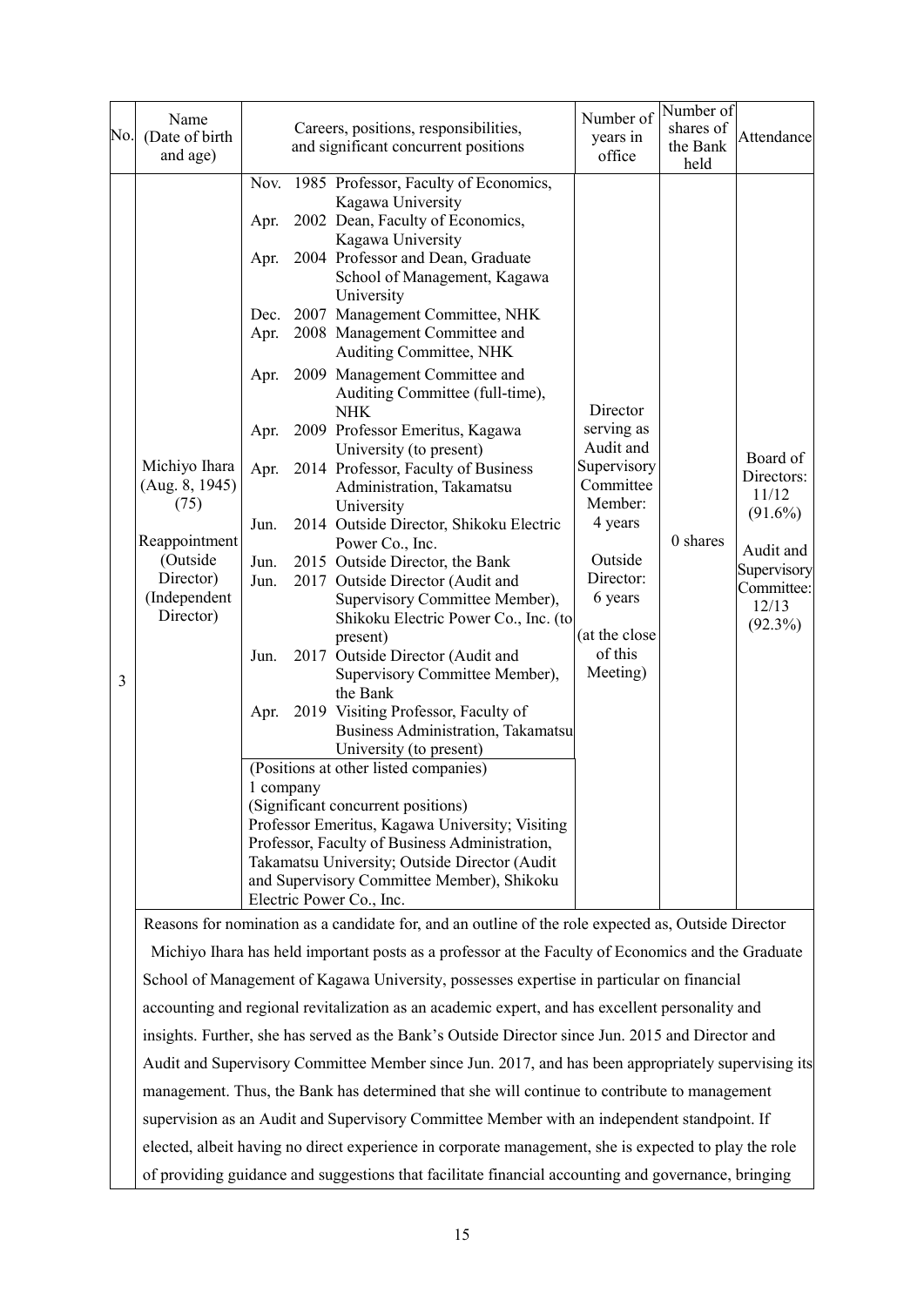| No. | Name (Date of birth and age) | Careers, positions, responsibilities, and significant concurrent positions | Number of years in office | Number of shares of the Bank held | Attendance |
|---|---|---|---|---|---|
| 3 | Michiyo Ihara (Aug. 8, 1945) (75)<br><br>Reappointment (Outside Director) (Independent Director) | Nov. 1985 Professor, Faculty of Economics, Kagawa University<br>Apr. 2002 Dean, Faculty of Economics, Kagawa University<br>Apr. 2004 Professor and Dean, Graduate School of Management, Kagawa University<br>Dec. 2007 Management Committee, NHK<br>Apr. 2008 Management Committee and Auditing Committee, NHK<br>Apr. 2009 Management Committee and Auditing Committee (full-time), NHK<br>Apr. 2009 Professor Emeritus, Kagawa University (to present)<br>Apr. 2014 Professor, Faculty of Business Administration, Takamatsu University<br>Jun. 2014 Outside Director, Shikoku Electric Power Co., Inc.<br>Jun. 2015 Outside Director, the Bank<br>Jun. 2017 Outside Director (Audit and Supervisory Committee Member), Shikoku Electric Power Co., Inc. (to present)<br>Jun. 2017 Outside Director (Audit and Supervisory Committee Member), the Bank<br>Apr. 2019 Visiting Professor, Faculty of Business Administration, Takamatsu University (to present)<br><br>(Positions at other listed companies)<br>1 company<br>(Significant concurrent positions)<br>Professor Emeritus, Kagawa University; Visiting Professor, Faculty of Business Administration, Takamatsu University; Outside Director (Audit and Supervisory Committee Member), Shikoku Electric Power Co., Inc. | Director serving as Audit and Supervisory Committee Member: 4 years<br><br>Outside Director: 6 years<br><br>(at the close of this Meeting) | 0 shares | Board of Directors: 11/12 (91.6%)<br><br>Audit and Supervisory Committee: 12/13 (92.3%) |

Reasons for nomination as a candidate for, and an outline of the role expected as, Outside Director

Michiyo Ihara has held important posts as a professor at the Faculty of Economics and the Graduate School of Management of Kagawa University, possesses expertise in particular on financial accounting and regional revitalization as an academic expert, and has excellent personality and insights. Further, she has served as the Bank's Outside Director since Jun. 2015 and Director and Audit and Supervisory Committee Member since Jun. 2017, and has been appropriately supervising its management. Thus, the Bank has determined that she will continue to contribute to management supervision as an Audit and Supervisory Committee Member with an independent standpoint. If elected, albeit having no direct experience in corporate management, she is expected to play the role of providing guidance and suggestions that facilitate financial accounting and governance, bringing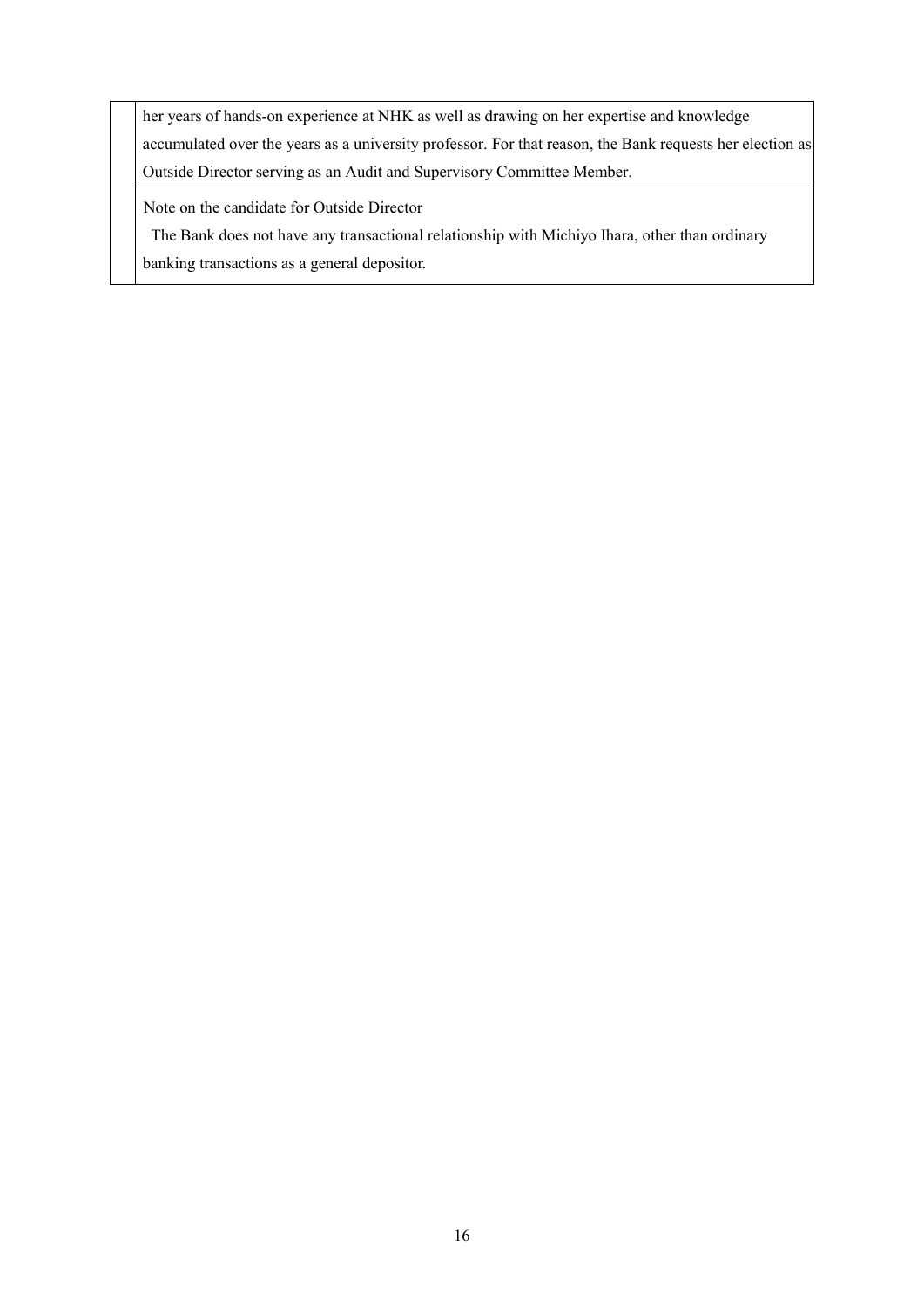| | |
|---|---|
| | her years of hands-on experience at NHK as well as drawing on her expertise and knowledge accumulated over the years as a university professor. For that reason, the Bank requests her election as Outside Director serving as an Audit and Supervisory Committee Member. |
| | Note on the candidate for Outside Director<br>The Bank does not have any transactional relationship with Michiyo Ihara, other than ordinary banking transactions as a general depositor. |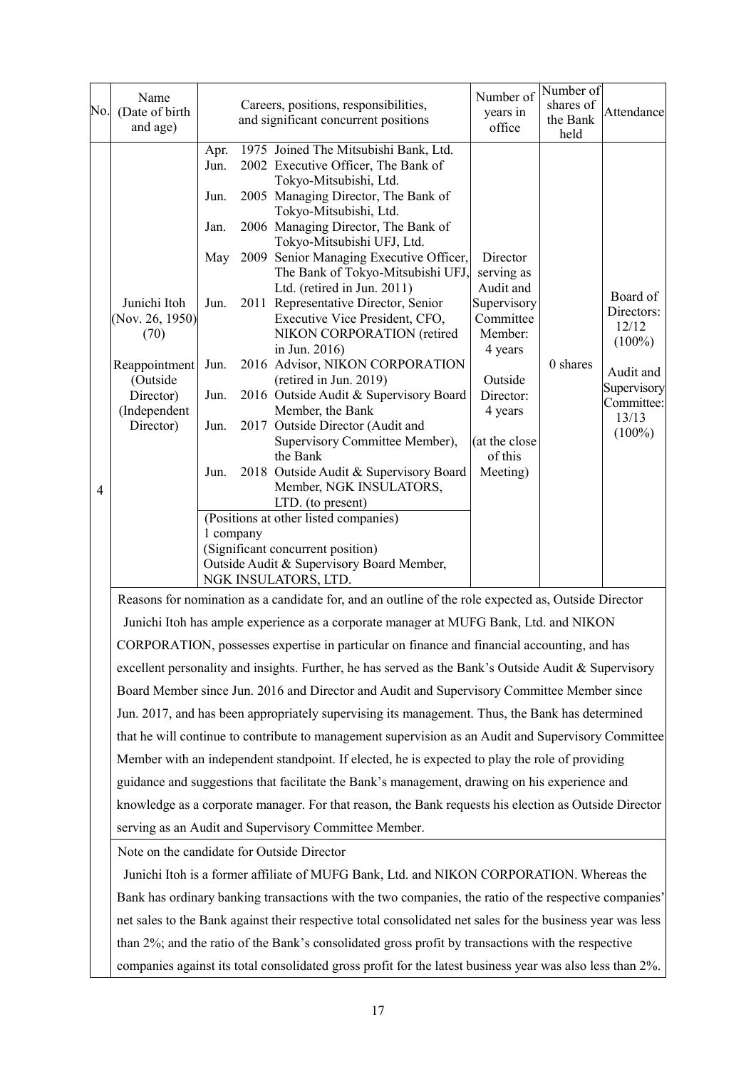| No. | Name (Date of birth and age) | Careers, positions, responsibilities, and significant concurrent positions | Number of years in office | Number of shares of the Bank held | Attendance |
|---|---|---|---|---|---|
| 4 | Junichi Itoh (Nov. 26, 1950) (70)<br><br>Reappointment (Outside Director) (Independent Director) | Apr. 1975 Joined The Mitsubishi Bank, Ltd.<br>Jun. 2002 Executive Officer, The Bank of Tokyo-Mitsubishi, Ltd.<br>Jun. 2005 Managing Director, The Bank of Tokyo-Mitsubishi, Ltd.<br>Jan. 2006 Managing Director, The Bank of Tokyo-Mitsubishi UFJ, Ltd.<br>May 2009 Senior Managing Executive Officer, The Bank of Tokyo-Mitsubishi UFJ, Ltd. (retired in Jun. 2011)<br>Jun. 2011 Representative Director, Senior Executive Vice President, CFO, NIKON CORPORATION (retired in Jun. 2016)<br>Jun. 2016 Advisor, NIKON CORPORATION (retired in Jun. 2019)<br>Jun. 2016 Outside Audit & Supervisory Board Member, the Bank<br>Jun. 2017 Outside Director (Audit and Supervisory Committee Member), the Bank<br>Jun. 2018 Outside Audit & Supervisory Board Member, NGK INSULATORS, LTD. (to present)<br><br>(Positions at other listed companies)<br>1 company<br>(Significant concurrent position)<br>Outside Audit & Supervisory Board Member, NGK INSULATORS, LTD. | Director serving as Audit and Supervisory Committee Member: 4 years<br><br>Outside Director: 4 years<br><br>(at the close of this Meeting) | 0 shares | Board of Directors: 12/12 (100%)<br><br>Audit and Supervisory Committee: 13/13 (100%) |

Reasons for nomination as a candidate for, and an outline of the role expected as, Outside Director

Junichi Itoh has ample experience as a corporate manager at MUFG Bank, Ltd. and NIKON CORPORATION, possesses expertise in particular on finance and financial accounting, and has excellent personality and insights. Further, he has served as the Bank's Outside Audit & Supervisory Board Member since Jun. 2016 and Director and Audit and Supervisory Committee Member since Jun. 2017, and has been appropriately supervising its management. Thus, the Bank has determined that he will continue to contribute to management supervision as an Audit and Supervisory Committee Member with an independent standpoint. If elected, he is expected to play the role of providing guidance and suggestions that facilitate the Bank's management, drawing on his experience and knowledge as a corporate manager. For that reason, the Bank requests his election as Outside Director serving as an Audit and Supervisory Committee Member.

Note on the candidate for Outside Director

Junichi Itoh is a former affiliate of MUFG Bank, Ltd. and NIKON CORPORATION. Whereas the Bank has ordinary banking transactions with the two companies, the ratio of the respective companies' net sales to the Bank against their respective total consolidated net sales for the business year was less than 2%; and the ratio of the Bank's consolidated gross profit by transactions with the respective companies against its total consolidated gross profit for the latest business year was also less than 2%.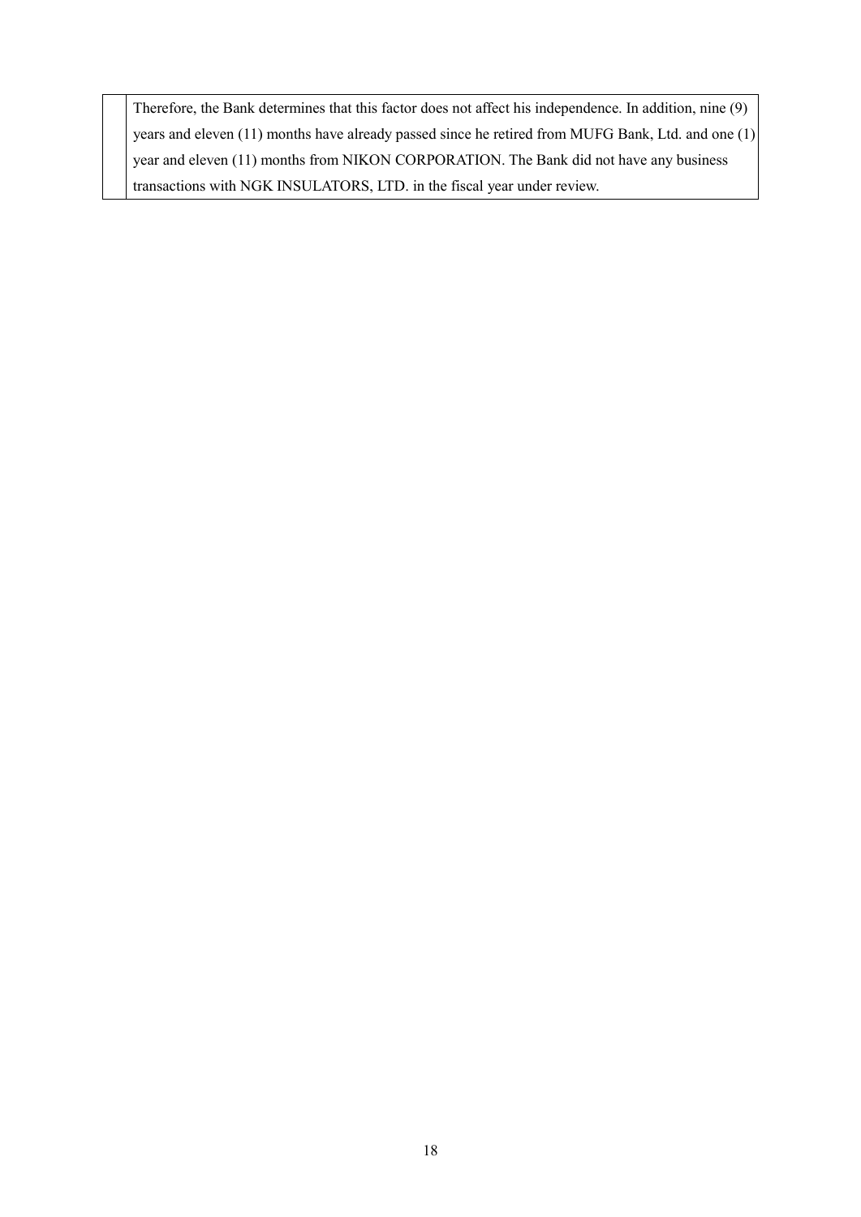| | |
|---|---|
| | Therefore, the Bank determines that this factor does not affect his independence. In addition, nine (9) years and eleven (11) months have already passed since he retired from MUFG Bank, Ltd. and one (1) year and eleven (11) months from NIKON CORPORATION. The Bank did not have any business transactions with NGK INSULATORS, LTD. in the fiscal year under review. |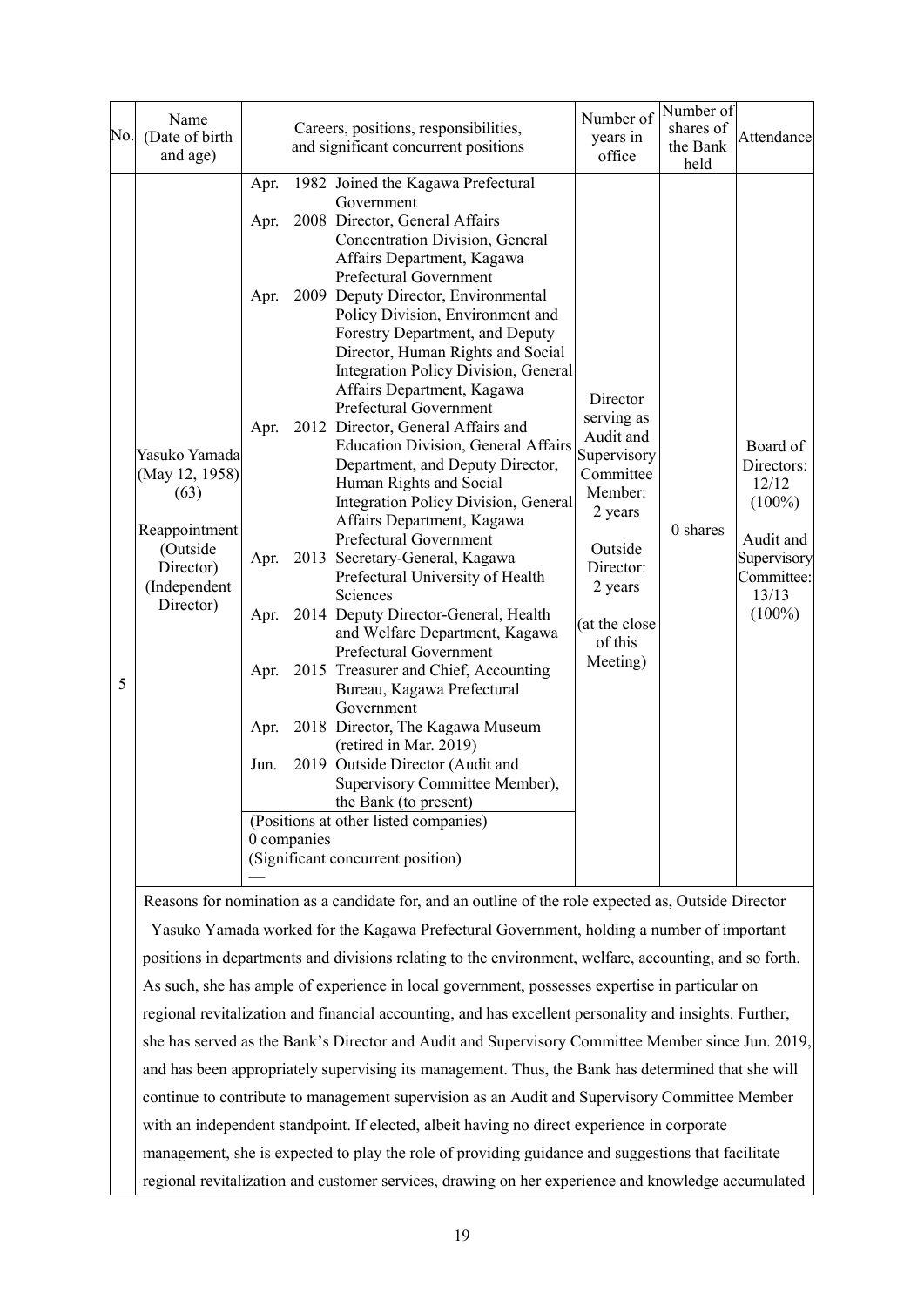| No. | Name (Date of birth and age) | Careers, positions, responsibilities, and significant concurrent positions | Number of years in office | Number of shares of the Bank held | Attendance |
|---|---|---|---|---|---|
| 5 | Yasuko Yamada (May 12, 1958) (63)<br><br>Reappointment (Outside Director) (Independent Director) | Apr. 1982 Joined the Kagawa Prefectural Government<br>Apr. 2008 Director, General Affairs Concentration Division, General Affairs Department, Kagawa Prefectural Government<br>Apr. 2009 Deputy Director, Environmental Policy Division, Environment and Forestry Department, and Deputy Director, Human Rights and Social Integration Policy Division, General Affairs Department, Kagawa Prefectural Government<br>Apr. 2012 Director, General Affairs and Education Division, General Affairs Department, and Deputy Director, Human Rights and Social Integration Policy Division, General Affairs Department, Kagawa Prefectural Government<br>Apr. 2013 Secretary-General, Kagawa Prefectural University of Health Sciences<br>Apr. 2014 Deputy Director-General, Health and Welfare Department, Kagawa Prefectural Government<br>Apr. 2015 Treasurer and Chief, Accounting Bureau, Kagawa Prefectural Government<br>Apr. 2018 Director, The Kagawa Museum (retired in Mar. 2019)<br>Jun. 2019 Outside Director (Audit and Supervisory Committee Member), the Bank (to present)<br>(Positions at other listed companies)<br>0 companies<br>(Significant concurrent position)<br>— | Director serving as Audit and Supervisory Committee Member: 2 years<br><br>Outside Director: 2 years<br><br>(at the close of this Meeting) | 0 shares | Board of Directors: 12/12 (100%)<br><br>Audit and Supervisory Committee: 13/13 (100%) |

Reasons for nomination as a candidate for, and an outline of the role expected as, Outside Director

Yasuko Yamada worked for the Kagawa Prefectural Government, holding a number of important positions in departments and divisions relating to the environment, welfare, accounting, and so forth. As such, she has ample of experience in local government, possesses expertise in particular on regional revitalization and financial accounting, and has excellent personality and insights. Further, she has served as the Bank's Director and Audit and Supervisory Committee Member since Jun. 2019, and has been appropriately supervising its management. Thus, the Bank has determined that she will continue to contribute to management supervision as an Audit and Supervisory Committee Member with an independent standpoint. If elected, albeit having no direct experience in corporate management, she is expected to play the role of providing guidance and suggestions that facilitate regional revitalization and customer services, drawing on her experience and knowledge accumulated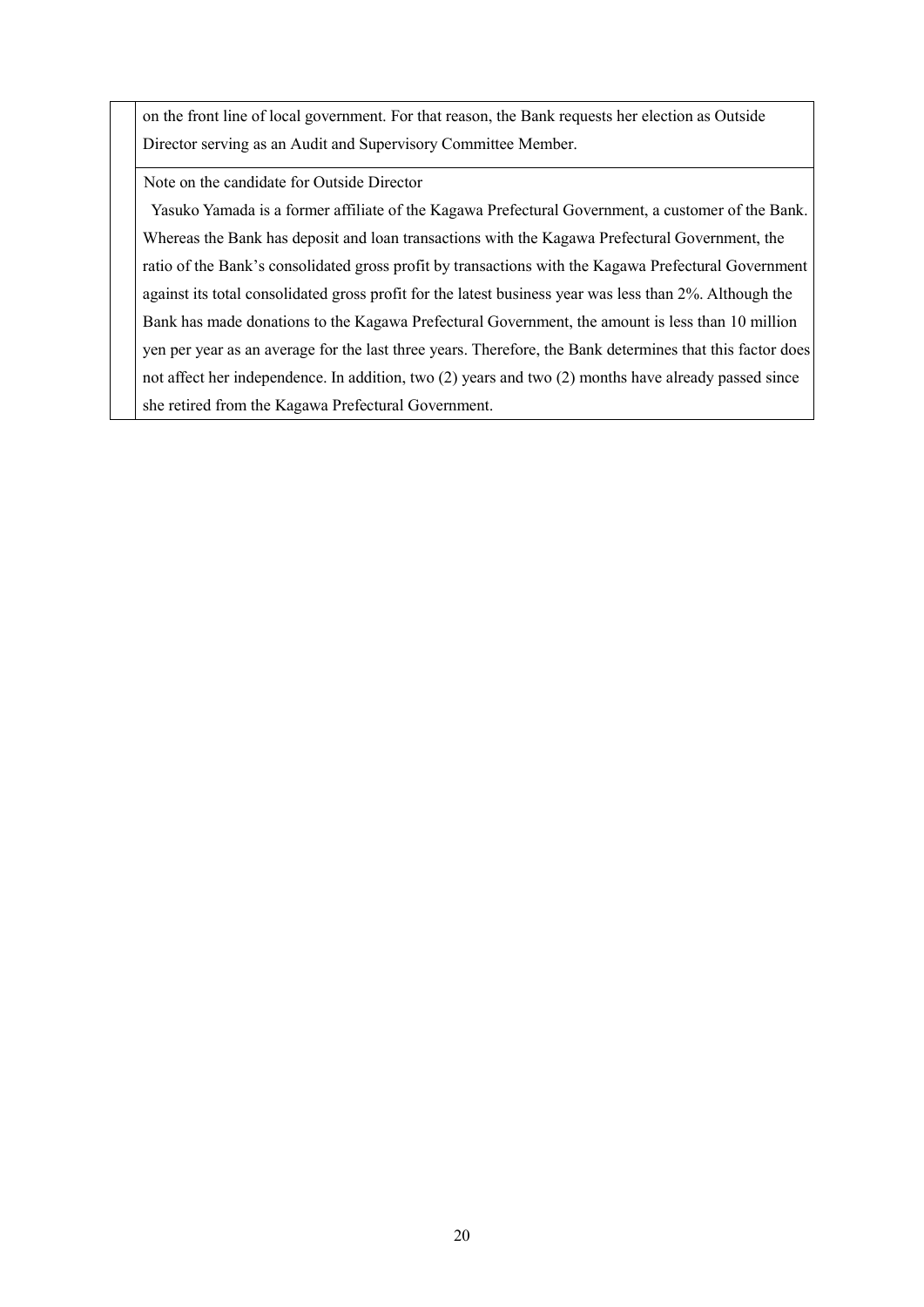| | |
|---|---|
| | on the front line of local government. For that reason, the Bank requests her election as Outside Director serving as an Audit and Supervisory Committee Member. |
| | Note on the candidate for Outside Director<br>Yasuko Yamada is a former affiliate of the Kagawa Prefectural Government, a customer of the Bank. Whereas the Bank has deposit and loan transactions with the Kagawa Prefectural Government, the ratio of the Bank's consolidated gross profit by transactions with the Kagawa Prefectural Government against its total consolidated gross profit for the latest business year was less than 2%. Although the Bank has made donations to the Kagawa Prefectural Government, the amount is less than 10 million yen per year as an average for the last three years. Therefore, the Bank determines that this factor does not affect her independence. In addition, two (2) years and two (2) months have already passed since she retired from the Kagawa Prefectural Government. |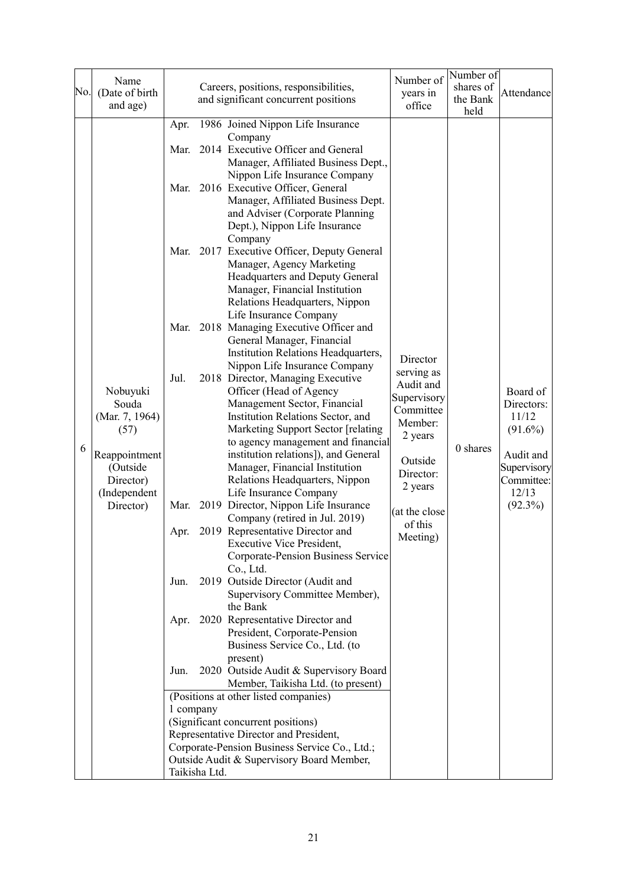| No. | Name (Date of birth and age) | Careers, positions, responsibilities, and significant concurrent positions | Number of years in office | Number of shares of the Bank held | Attendance |
|---|---|---|---|---|---|
| 6 | Nobuyuki Souda (Mar. 7, 1964) (57)<br><br>Reappointment (Outside Director) (Independent Director) | Apr. 1986 Joined Nippon Life Insurance Company<br>Mar. 2014 Executive Officer and General Manager, Affiliated Business Dept., Nippon Life Insurance Company<br>Mar. 2016 Executive Officer, General Manager, Affiliated Business Dept. and Adviser (Corporate Planning Dept.), Nippon Life Insurance Company<br>Mar. 2017 Executive Officer, Deputy General Manager, Agency Marketing Headquarters and Deputy General Manager, Financial Institution Relations Headquarters, Nippon Life Insurance Company<br>Mar. 2018 Managing Executive Officer and General Manager, Financial Institution Relations Headquarters, Nippon Life Insurance Company<br>Jul. 2018 Director, Managing Executive Officer (Head of Agency Management Sector, Financial Institution Relations Sector, and Marketing Support Sector [relating to agency management and financial institution relations]), and General Manager, Financial Institution Relations Headquarters, Nippon Life Insurance Company<br>Mar. 2019 Director, Nippon Life Insurance Company (retired in Jul. 2019)<br>Apr. 2019 Representative Director and Executive Vice President, Corporate-Pension Business Service Co., Ltd.<br>Jun. 2019 Outside Director (Audit and Supervisory Committee Member), the Bank<br>Apr. 2020 Representative Director and President, Corporate-Pension Business Service Co., Ltd. (to present)<br>Jun. 2020 Outside Audit & Supervisory Board Member, Taikisha Ltd. (to present)<br><br>(Positions at other listed companies)<br>1 company<br>(Significant concurrent positions)<br>Representative Director and President, Corporate-Pension Business Service Co., Ltd.; Outside Audit & Supervisory Board Member, Taikisha Ltd. | Director serving as Audit and Supervisory Committee Member: 2 years<br><br>Outside Director: 2 years<br><br>(at the close of this Meeting) | 0 shares | Board of Directors: 11/12 (91.6%)<br><br>Audit and Supervisory Committee: 12/13 (92.3%) |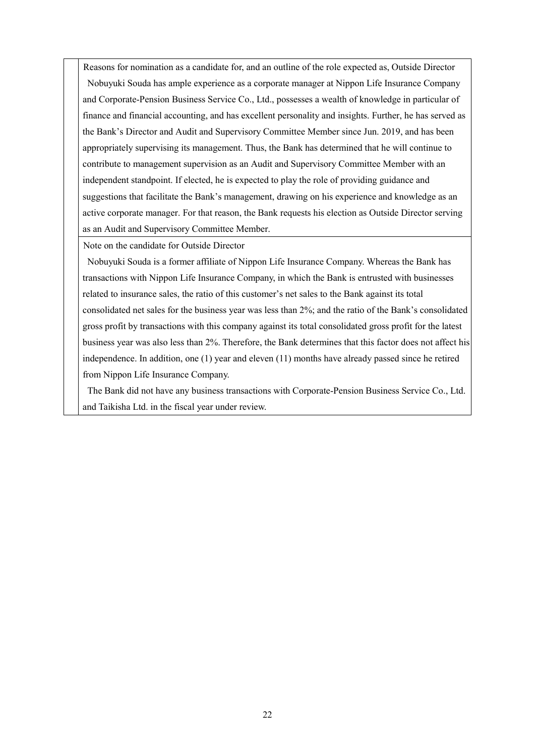| | Reasons for nomination as a candidate for, and an outline of the role expected as, Outside Director<br>Nobuyuki Souda has ample experience as a corporate manager at Nippon Life Insurance Company and Corporate-Pension Business Service Co., Ltd., possesses a wealth of knowledge in particular of finance and financial accounting, and has excellent personality and insights. Further, he has served as the Bank's Director and Audit and Supervisory Committee Member since Jun. 2019, and has been appropriately supervising its management. Thus, the Bank has determined that he will continue to contribute to management supervision as an Audit and Supervisory Committee Member with an independent standpoint. If elected, he is expected to play the role of providing guidance and suggestions that facilitate the Bank's management, drawing on his experience and knowledge as an active corporate manager. For that reason, the Bank requests his election as Outside Director serving as an Audit and Supervisory Committee Member. |
|---|---|
| | Note on the candidate for Outside Director<br>Nobuyuki Souda is a former affiliate of Nippon Life Insurance Company. Whereas the Bank has transactions with Nippon Life Insurance Company, in which the Bank is entrusted with businesses related to insurance sales, the ratio of this customer's net sales to the Bank against its total consolidated net sales for the business year was less than 2%; and the ratio of the Bank's consolidated gross profit by transactions with this company against its total consolidated gross profit for the latest business year was also less than 2%. Therefore, the Bank determines that this factor does not affect his independence. In addition, one (1) year and eleven (11) months have already passed since he retired from Nippon Life Insurance Company.<br>The Bank did not have any business transactions with Corporate-Pension Business Service Co., Ltd. and Taikisha Ltd. in the fiscal year under review. |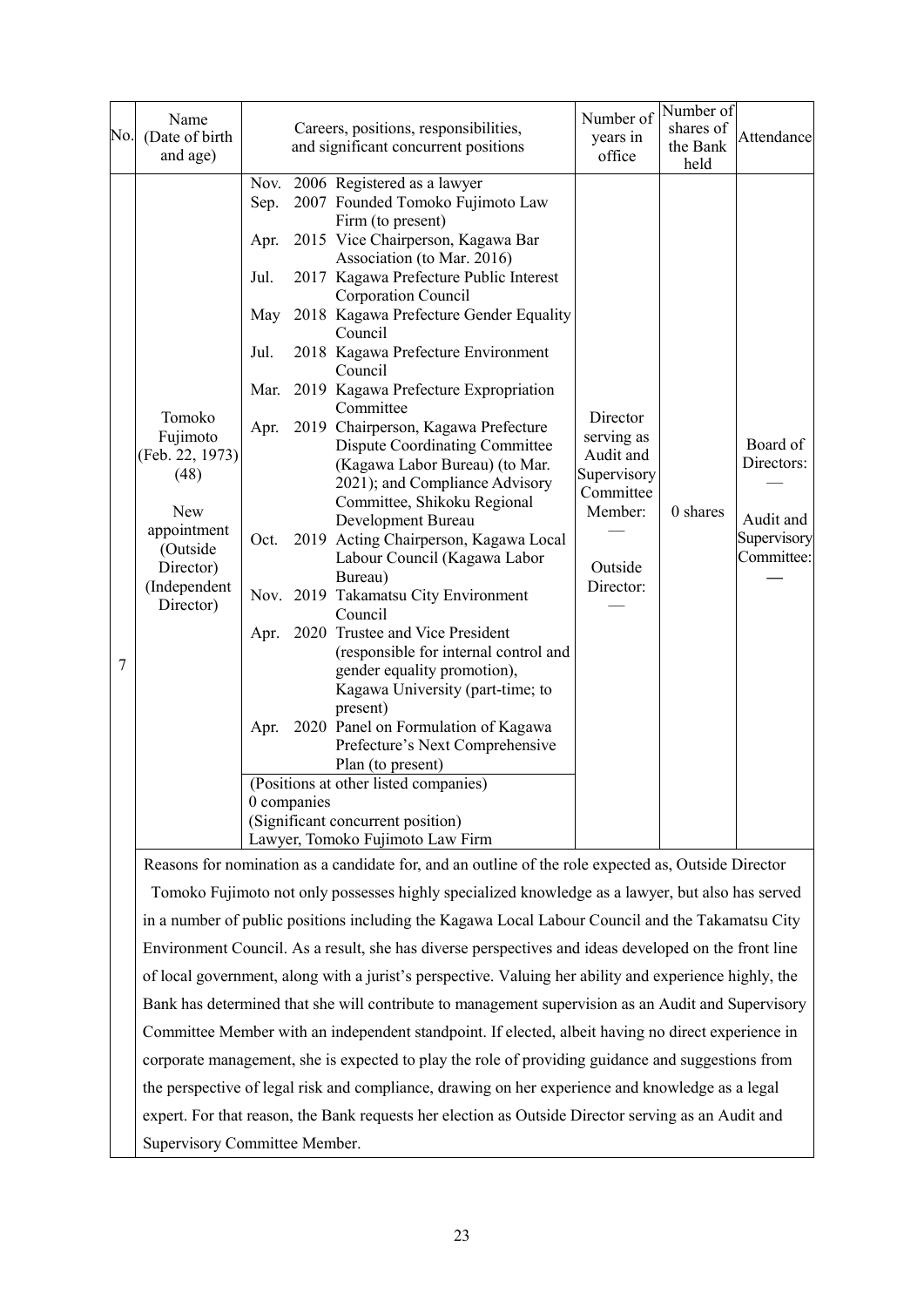| No. | Name (Date of birth and age) | Careers, positions, responsibilities, and significant concurrent positions | Number of years in office | Number of shares of the Bank held | Attendance |
|---|---|---|---|---|---|
| 7 | Tomoko Fujimoto (Feb. 22, 1973) (48)<br><br>New appointment (Outside Director) (Independent Director) | Nov. 2006 Registered as a lawyer<br>Sep. 2007 Founded Tomoko Fujimoto Law Firm (to present)<br>Apr. 2015 Vice Chairperson, Kagawa Bar Association (to Mar. 2016)<br>Jul. 2017 Kagawa Prefecture Public Interest Corporation Council<br>May 2018 Kagawa Prefecture Gender Equality Council<br>Jul. 2018 Kagawa Prefecture Environment Council<br>Mar. 2019 Kagawa Prefecture Expropriation Committee<br>Apr. 2019 Chairperson, Kagawa Prefecture Dispute Coordinating Committee (Kagawa Labor Bureau) (to Mar. 2021); and Compliance Advisory Committee, Shikoku Regional Development Bureau<br>Oct. 2019 Acting Chairperson, Kagawa Local Labour Council (Kagawa Labor Bureau)<br>Nov. 2019 Takamatsu City Environment Council<br>Apr. 2020 Trustee and Vice President (responsible for internal control and gender equality promotion), Kagawa University (part-time; to present)<br>Apr. 2020 Panel on Formulation of Kagawa Prefecture's Next Comprehensive Plan (to present)<br>(Positions at other listed companies)<br>0 companies<br>(Significant concurrent position)<br>Lawyer, Tomoko Fujimoto Law Firm | Director serving as Audit and Supervisory Committee Member: —<br><br>Outside Director: — | 0 shares | Board of Directors: —<br><br>Audit and Supervisory Committee: — |

Reasons for nomination as a candidate for, and an outline of the role expected as, Outside Director

Tomoko Fujimoto not only possesses highly specialized knowledge as a lawyer, but also has served in a number of public positions including the Kagawa Local Labour Council and the Takamatsu City Environment Council. As a result, she has diverse perspectives and ideas developed on the front line of local government, along with a jurist's perspective. Valuing her ability and experience highly, the Bank has determined that she will contribute to management supervision as an Audit and Supervisory Committee Member with an independent standpoint. If elected, albeit having no direct experience in corporate management, she is expected to play the role of providing guidance and suggestions from the perspective of legal risk and compliance, drawing on her experience and knowledge as a legal expert. For that reason, the Bank requests her election as Outside Director serving as an Audit and Supervisory Committee Member.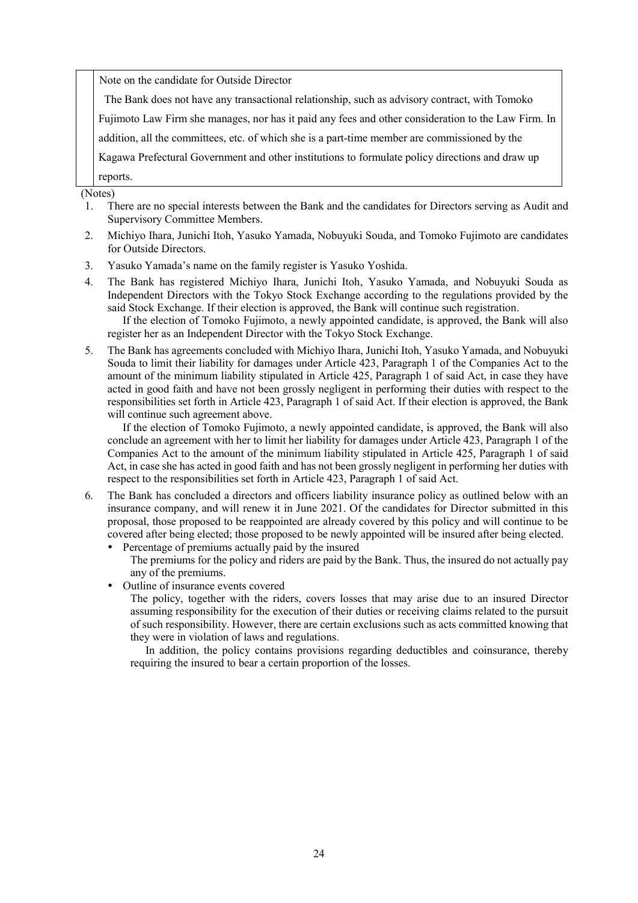| Note on the candidate for Outside Director<br>The Bank does not have any transactional relationship, such as advisory contract, with Tomoko Fujimoto Law Firm she manages, nor has it paid any fees and other consideration to the Law Firm. In addition, all the committees, etc. of which she is a part-time member are commissioned by the Kagawa Prefectural Government and other institutions to formulate policy directions and draw up reports. |
| --- |

(Notes)

1. There are no special interests between the Bank and the candidates for Directors serving as Audit and Supervisory Committee Members.
2. Michiyo Ihara, Junichi Itoh, Yasuko Yamada, Nobuyuki Souda, and Tomoko Fujimoto are candidates for Outside Directors.
3. Yasuko Yamada's name on the family register is Yasuko Yoshida.
4. The Bank has registered Michiyo Ihara, Junichi Itoh, Yasuko Yamada, and Nobuyuki Souda as Independent Directors with the Tokyo Stock Exchange according to the regulations provided by the said Stock Exchange. If their election is approved, the Bank will continue such registration.

   If the election of Tomoko Fujimoto, a newly appointed candidate, is approved, the Bank will also register her as an Independent Director with the Tokyo Stock Exchange.
5. The Bank has agreements concluded with Michiyo Ihara, Junichi Itoh, Yasuko Yamada, and Nobuyuki Souda to limit their liability for damages under Article 423, Paragraph 1 of the Companies Act to the amount of the minimum liability stipulated in Article 425, Paragraph 1 of said Act, in case they have acted in good faith and have not been grossly negligent in performing their duties with respect to the responsibilities set forth in Article 423, Paragraph 1 of said Act. If their election is approved, the Bank will continue such agreement above.

   If the election of Tomoko Fujimoto, a newly appointed candidate, is approved, the Bank will also conclude an agreement with her to limit her liability for damages under Article 423, Paragraph 1 of the Companies Act to the amount of the minimum liability stipulated in Article 425, Paragraph 1 of said Act, in case she has acted in good faith and has not been grossly negligent in performing her duties with respect to the responsibilities set forth in Article 423, Paragraph 1 of said Act.
6. The Bank has concluded a directors and officers liability insurance policy as outlined below with an insurance company, and will renew it in June 2021. Of the candidates for Director submitted in this proposal, those proposed to be reappointed are already covered by this policy and will continue to be covered after being elected; those proposed to be newly appointed will be insured after being elected.
   - Percentage of premiums actually paid by the insured

     The premiums for the policy and riders are paid by the Bank. Thus, the insured do not actually pay any of the premiums.
   - Outline of insurance events covered

     The policy, together with the riders, covers losses that may arise due to an insured Director assuming responsibility for the execution of their duties or receiving claims related to the pursuit of such responsibility. However, there are certain exclusions such as acts committed knowing that they were in violation of laws and regulations.

     In addition, the policy contains provisions regarding deductibles and coinsurance, thereby requiring the insured to bear a certain proportion of the losses.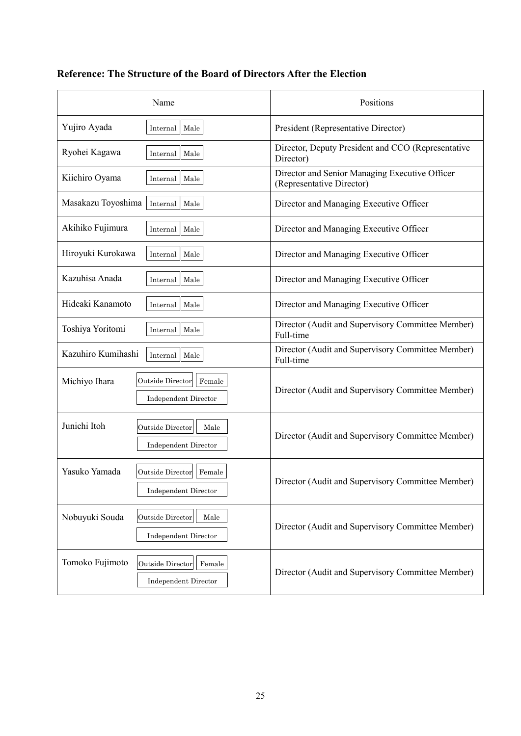**Reference: The Structure of the Board of Directors After the Election**

| Name | Positions |
|---|---|
| Yujiro Ayada Internal Male | President (Representative Director) |
| Ryohei Kagawa Internal Male | Director, Deputy President and CCO (Representative Director) |
| Kiichiro Oyama Internal Male | Director and Senior Managing Executive Officer (Representative Director) |
| Masakazu Toyoshima Internal Male | Director and Managing Executive Officer |
| Akihiko Fujimura Internal Male | Director and Managing Executive Officer |
| Hiroyuki Kurokawa Internal Male | Director and Managing Executive Officer |
| Kazuhisa Anada Internal Male | Director and Managing Executive Officer |
| Hideaki Kanamoto Internal Male | Director and Managing Executive Officer |
| Toshiya Yoritomi Internal Male | Director (Audit and Supervisory Committee Member) Full-time |
| Kazuhiro Kumihashi Internal Male | Director (Audit and Supervisory Committee Member) Full-time |
| Michiyo Ihara Outside Director Female Independent Director | Director (Audit and Supervisory Committee Member) |
| Junichi Itoh Outside Director Male Independent Director | Director (Audit and Supervisory Committee Member) |
| Yasuko Yamada Outside Director Female Independent Director | Director (Audit and Supervisory Committee Member) |
| Nobuyuki Souda Outside Director Male Independent Director | Director (Audit and Supervisory Committee Member) |
| Tomoko Fujimoto Outside Director Female Independent Director | Director (Audit and Supervisory Committee Member) |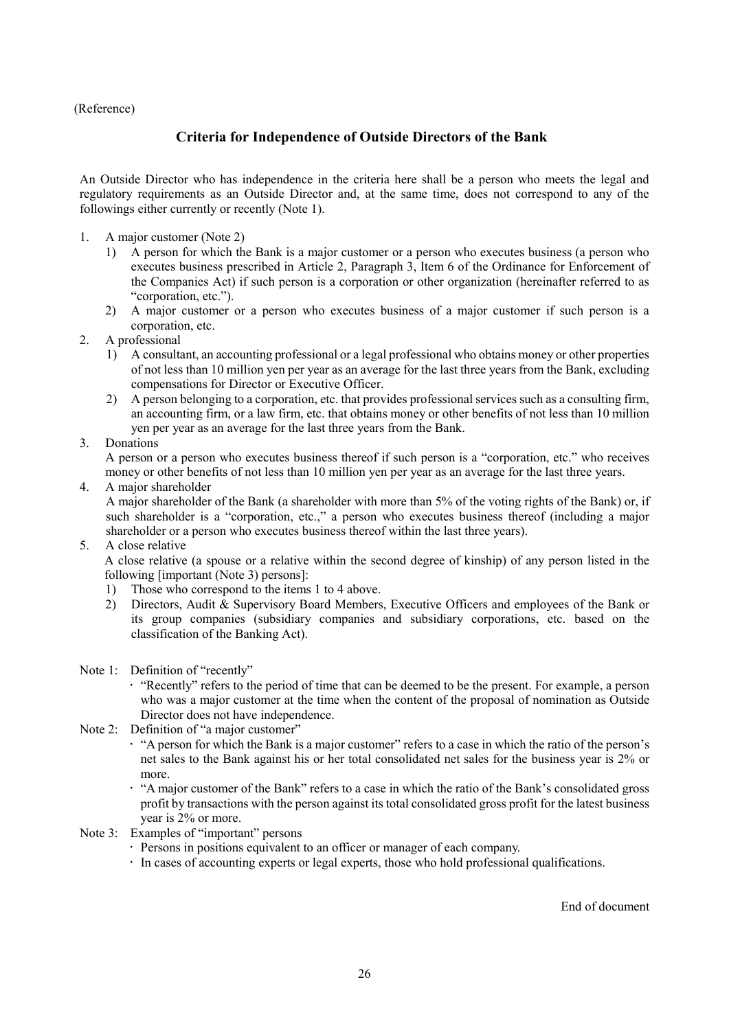(Reference)

## Criteria for Independence of Outside Directors of the Bank

An Outside Director who has independence in the criteria here shall be a person who meets the legal and regulatory requirements as an Outside Director and, at the same time, does not correspond to any of the followings either currently or recently (Note 1).

1. A major customer (Note 2)
   1) A person for which the Bank is a major customer or a person who executes business (a person who executes business prescribed in Article 2, Paragraph 3, Item 6 of the Ordinance for Enforcement of the Companies Act) if such person is a corporation or other organization (hereinafter referred to as "corporation, etc.").
   2) A major customer or a person who executes business of a major customer if such person is a corporation, etc.
2. A professional
   1) A consultant, an accounting professional or a legal professional who obtains money or other properties of not less than 10 million yen per year as an average for the last three years from the Bank, excluding compensations for Director or Executive Officer.
   2) A person belonging to a corporation, etc. that provides professional services such as a consulting firm, an accounting firm, or a law firm, etc. that obtains money or other benefits of not less than 10 million yen per year as an average for the last three years from the Bank.
3. Donations

   A person or a person who executes business thereof if such person is a "corporation, etc." who receives money or other benefits of not less than 10 million yen per year as an average for the last three years.
4. A major shareholder

   A major shareholder of the Bank (a shareholder with more than 5% of the voting rights of the Bank) or, if such shareholder is a "corporation, etc.," a person who executes business thereof (including a major shareholder or a person who executes business thereof within the last three years).
5. A close relative

   A close relative (a spouse or a relative within the second degree of kinship) of any person listed in the following [important (Note 3) persons]:
   1) Those who correspond to the items 1 to 4 above.
   2) Directors, Audit & Supervisory Board Members, Executive Officers and employees of the Bank or its group companies (subsidiary companies and subsidiary corporations, etc. based on the classification of the Banking Act).

Note 1: Definition of "recently"
- "Recently" refers to the period of time that can be deemed to be the present. For example, a person who was a major customer at the time when the content of the proposal of nomination as Outside Director does not have independence.

Note 2: Definition of "a major customer"
- "A person for which the Bank is a major customer" refers to a case in which the ratio of the person's net sales to the Bank against his or her total consolidated net sales for the business year is 2% or more.
- "A major customer of the Bank" refers to a case in which the ratio of the Bank's consolidated gross profit by transactions with the person against its total consolidated gross profit for the latest business year is 2% or more.

Note 3: Examples of "important" persons
- Persons in positions equivalent to an officer or manager of each company.
- In cases of accounting experts or legal experts, those who hold professional qualifications.

End of document